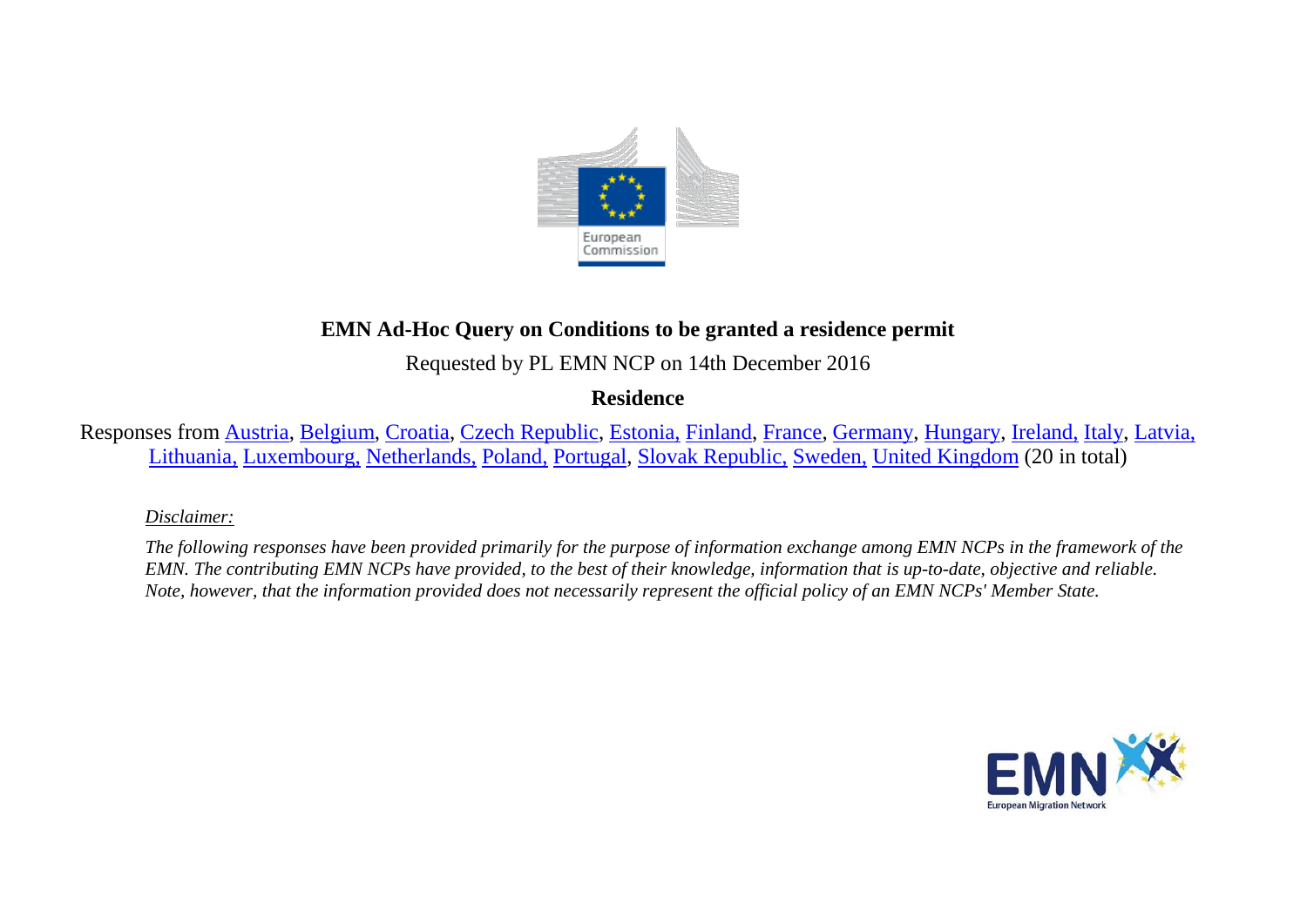**EMN Ad-Hoc Query on Conditions to be granted a residence permit**

Requested by PL EMN NCP on 14th December 2016

**Residence**

Responses from Austria, Belgium, Croatia, Czech Republic, Estonia, Finland, France, Germany, Hungary, Ireland, Italy, Latvia, Lithuania, Luxembourg, Netherlands, Poland, Portugal, Slovak Republic, Sweden, United Kingdom (20 in total)

*Disclaimer:*

*The following responses have been provided primarily for the purpose of information exchange among EMN NCPs in the framework of the EMN. The contributing EMN NCPs have provided, to the best of their knowledge, information that is up-to-date, objective and reliable. Note, however, that the information provided does not necessarily represent the official policy of an EMN NCPs' Member State.*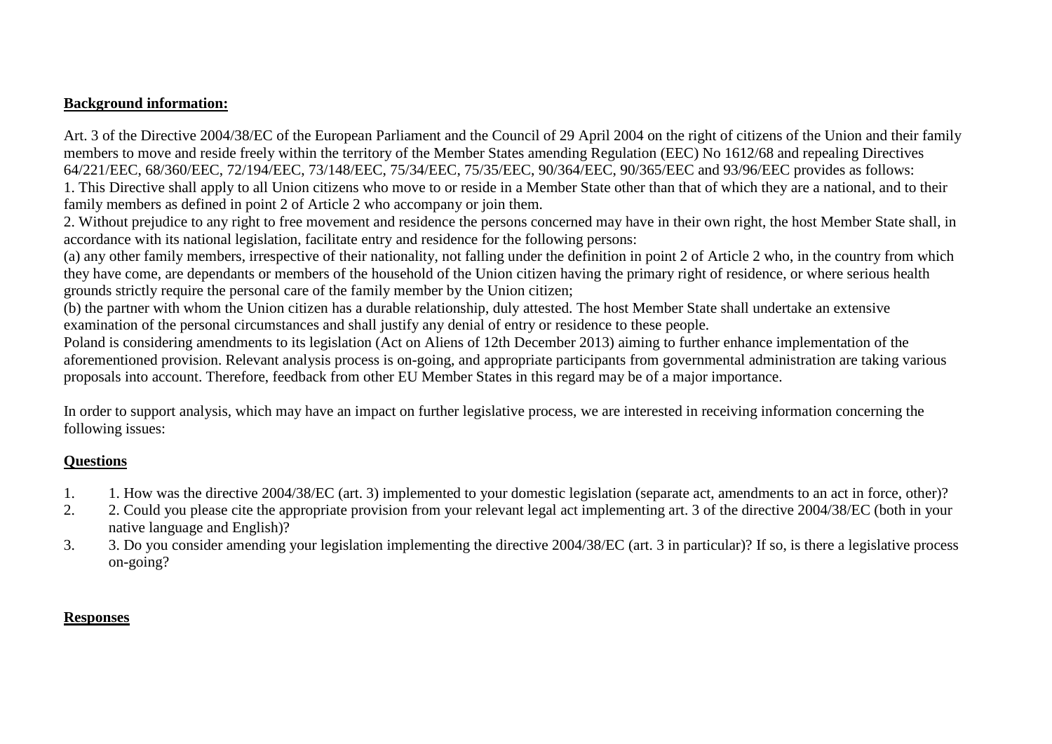**Background information:**

Art. 3 of the Directive 2004/38/EC of the European Parliament and the Council of 29 April 2004 on the right of citizens of the Union and their family members to move and reside freely within the territory of the Member States amending Regulation (EEC) No 1612/68 and repealing Directives 64/221/EEC, 68/360/EEC, 72/194/EEC, 73/148/EEC, 75/34/EEC, 75/35/EEC, 90/364/EEC, 90/365/EEC and 93/96/EEC provides as follows:
1. This Directive shall apply to all Union citizens who move to or reside in a Member State other than that of which they are a national, and to their family members as defined in point 2 of Article 2 who accompany or join them.
2. Without prejudice to any right to free movement and residence the persons concerned may have in their own right, the host Member State shall, in accordance with its national legislation, facilitate entry and residence for the following persons:
(a) any other family members, irrespective of their nationality, not falling under the definition in point 2 of Article 2 who, in the country from which they have come, are dependants or members of the household of the Union citizen having the primary right of residence, or where serious health grounds strictly require the personal care of the family member by the Union citizen;
(b) the partner with whom the Union citizen has a durable relationship, duly attested. The host Member State shall undertake an extensive examination of the personal circumstances and shall justify any denial of entry or residence to these people.
Poland is considering amendments to its legislation (Act on Aliens of 12th December 2013) aiming to further enhance implementation of the aforementioned provision. Relevant analysis process is on-going, and appropriate participants from governmental administration are taking various proposals into account. Therefore, feedback from other EU Member States in this regard may be of a major importance.

In order to support analysis, which may have an impact on further legislative process, we are interested in receiving information concerning the following issues:

**Questions**

1. 1. How was the directive 2004/38/EC (art. 3) implemented to your domestic legislation (separate act, amendments to an act in force, other)?
2. 2. Could you please cite the appropriate provision from your relevant legal act implementing art. 3 of the directive 2004/38/EC (both in your native language and English)?
3. 3. Do you consider amending your legislation implementing the directive 2004/38/EC (art. 3 in particular)? If so, is there a legislative process on-going?

**Responses**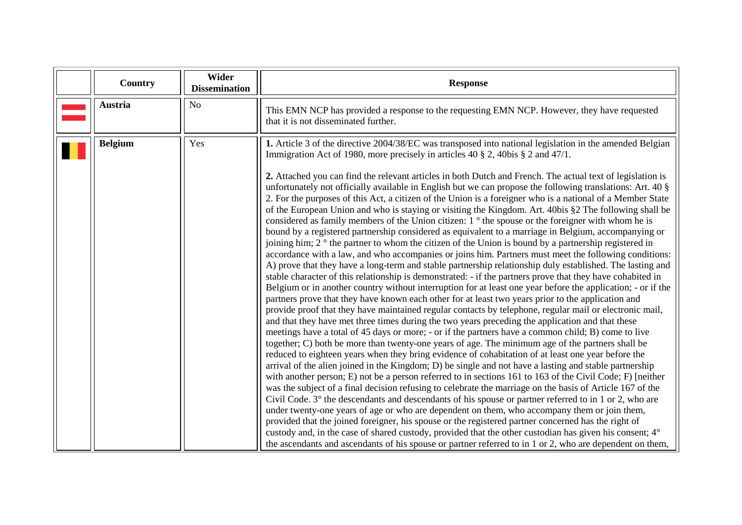| | Country | Wider Dissemination | Response |
|---|---|---|---|
| | **Austria** | No | This EMN NCP has provided a response to the requesting EMN NCP. However, they have requested that it is not disseminated further. |
| | **Belgium** | Yes | **1.** Article 3 of the directive 2004/38/EC was transposed into national legislation in the amended Belgian Immigration Act of 1980, more precisely in articles 40 § 2, 40bis § 2 and 47/1.<br><br>**2.** Attached you can find the relevant articles in both Dutch and French. The actual text of legislation is unfortunately not officially available in English but we can propose the following translations: Art. 40 § 2. For the purposes of this Act, a citizen of the Union is a foreigner who is a national of a Member State of the European Union and who is staying or visiting the Kingdom. Art. 40bis §2 The following shall be considered as family members of the Union citizen: 1 ° the spouse or the foreigner with whom he is bound by a registered partnership considered as equivalent to a marriage in Belgium, accompanying or joining him; 2 ° the partner to whom the citizen of the Union is bound by a partnership registered in accordance with a law, and who accompanies or joins him. Partners must meet the following conditions: A) prove that they have a long-term and stable partnership relationship duly established. The lasting and stable character of this relationship is demonstrated: - if the partners prove that they have cohabited in Belgium or in another country without interruption for at least one year before the application; - or if the partners prove that they have known each other for at least two years prior to the application and provide proof that they have maintained regular contacts by telephone, regular mail or electronic mail, and that they have met three times during the two years preceding the application and that these meetings have a total of 45 days or more; - or if the partners have a common child; B) come to live together; C) both be more than twenty-one years of age. The minimum age of the partners shall be reduced to eighteen years when they bring evidence of cohabitation of at least one year before the arrival of the alien joined in the Kingdom; D) be single and not have a lasting and stable partnership with another person; E) not be a person referred to in sections 161 to 163 of the Civil Code; F) [neither was the subject of a final decision refusing to celebrate the marriage on the basis of Article 167 of the Civil Code. 3° the descendants and descendants of his spouse or partner referred to in 1 or 2, who are under twenty-one years of age or who are dependent on them, who accompany them or join them, provided that the joined foreigner, his spouse or the registered partner concerned has the right of custody and, in the case of shared custody, provided that the other custodian has given his consent; 4° the ascendants and ascendants of his spouse or partner referred to in 1 or 2, who are dependent on them, |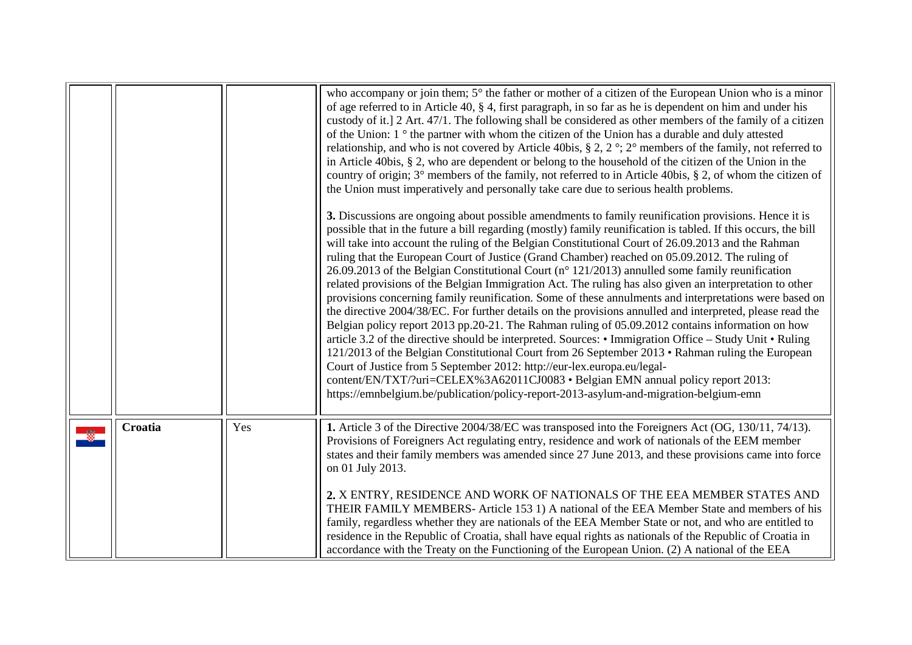| | | | |
|---|---|---|---|
| | | | who accompany or join them; 5° the father or mother of a citizen of the European Union who is a minor of age referred to in Article 40, § 4, first paragraph, in so far as he is dependent on him and under his custody of it.] 2 Art. 47/1. The following shall be considered as other members of the family of a citizen of the Union: 1 ° the partner with whom the citizen of the Union has a durable and duly attested relationship, and who is not covered by Article 40bis, § 2, 2 °; 2° members of the family, not referred to in Article 40bis, § 2, who are dependent or belong to the household of the citizen of the Union in the country of origin; 3° members of the family, not referred to in Article 40bis, § 2, of whom the citizen of the Union must imperatively and personally take care due to serious health problems.<br><br>**3.** Discussions are ongoing about possible amendments to family reunification provisions. Hence it is possible that in the future a bill regarding (mostly) family reunification is tabled. If this occurs, the bill will take into account the ruling of the Belgian Constitutional Court of 26.09.2013 and the Rahman ruling that the European Court of Justice (Grand Chamber) reached on 05.09.2012. The ruling of 26.09.2013 of the Belgian Constitutional Court (n° 121/2013) annulled some family reunification related provisions of the Belgian Immigration Act. The ruling has also given an interpretation to other provisions concerning family reunification. Some of these annulments and interpretations were based on the directive 2004/38/EC. For further details on the provisions annulled and interpreted, please read the Belgian policy report 2013 pp.20-21. The Rahman ruling of 05.09.2012 contains information on how article 3.2 of the directive should be interpreted. Sources: • Immigration Office – Study Unit • Ruling 121/2013 of the Belgian Constitutional Court from 26 September 2013 • Rahman ruling the European Court of Justice from 5 September 2012: http://eur-lex.europa.eu/legal-content/EN/TXT/?uri=CELEX%3A62011CJ0083 • Belgian EMN annual policy report 2013: https://emnbelgium.be/publication/policy-report-2013-asylum-and-migration-belgium-emn |
| | **Croatia** | Yes | **1.** Article 3 of the Directive 2004/38/EC was transposed into the Foreigners Act (OG, 130/11, 74/13). Provisions of Foreigners Act regulating entry, residence and work of nationals of the EEM member states and their family members was amended since 27 June 2013, and these provisions came into force on 01 July 2013.<br><br>**2.** X ENTRY, RESIDENCE AND WORK OF NATIONALS OF THE EEA MEMBER STATES AND THEIR FAMILY MEMBERS- Article 153 1) A national of the EEA Member State and members of his family, regardless whether they are nationals of the EEA Member State or not, and who are entitled to residence in the Republic of Croatia, shall have equal rights as nationals of the Republic of Croatia in accordance with the Treaty on the Functioning of the European Union. (2) A national of the EEA |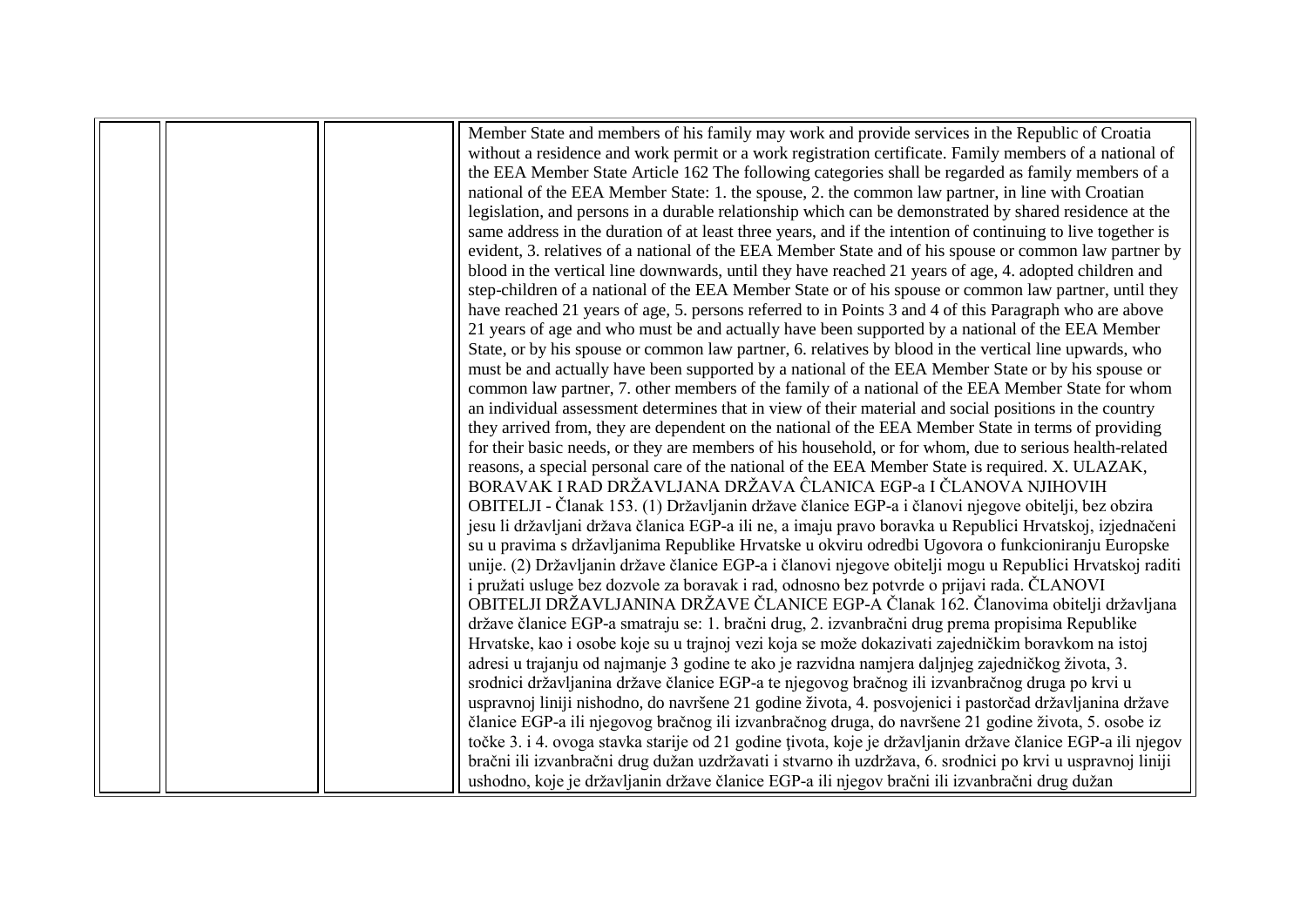| | | | |
|---|---|---|---|
| | | | Member State and members of his family may work and provide services in the Republic of Croatia without a residence and work permit or a work registration certificate. Family members of a national of the EEA Member State Article 162 The following categories shall be regarded as family members of a national of the EEA Member State: 1. the spouse, 2. the common law partner, in line with Croatian legislation, and persons in a durable relationship which can be demonstrated by shared residence at the same address in the duration of at least three years, and if the intention of continuing to live together is evident, 3. relatives of a national of the EEA Member State and of his spouse or common law partner by blood in the vertical line downwards, until they have reached 21 years of age, 4. adopted children and step-children of a national of the EEA Member State or of his spouse or common law partner, until they have reached 21 years of age, 5. persons referred to in Points 3 and 4 of this Paragraph who are above 21 years of age and who must be and actually have been supported by a national of the EEA Member State, or by his spouse or common law partner, 6. relatives by blood in the vertical line upwards, who must be and actually have been supported by a national of the EEA Member State or by his spouse or common law partner, 7. other members of the family of a national of the EEA Member State for whom an individual assessment determines that in view of their material and social positions in the country they arrived from, they are dependent on the national of the EEA Member State in terms of providing for their basic needs, or they are members of his household, or for whom, due to serious health-related reasons, a special personal care of the national of the EEA Member State is required. X. ULAZAK, BORAVAK I RAD DRŽAVLJANA DRŽAVA ČLANICA EGP-a I ČLANOVA NJIHOVIH OBITELJI - Članak 153. (1) Državljanin države članice EGP-a i članovi njegove obitelji, bez obzira jesu li državljani država članica EGP-a ili ne, a imaju pravo boravka u Republici Hrvatskoj, izjednačeni su u pravima s državljanima Republike Hrvatske u okviru odredbi Ugovora o funkcioniranju Europske unije. (2) Državljanin države članice EGP-a i članovi njegove obitelji mogu u Republici Hrvatskoj raditi i pružati usluge bez dozvole za boravak i rad, odnosno bez potvrde o prijavi rada. ČLANOVI OBITELJI DRŽAVLJANINA DRŽAVE ČLANICE EGP-A Članak 162. Članovima obitelji državljana države članice EGP-a smatraju se: 1. bračni drug, 2. izvanbračni drug prema propisima Republike Hrvatske, kao i osobe koje su u trajnoj vezi koja se može dokazivati zajedničkim boravkom na istoj adresi u trajanju od najmanje 3 godine te ako je razvidna namjera daljnjeg zajedničkog života, 3. srodnici državljanina države članice EGP-a te njegovog bračnog ili izvanbračnog druga po krvi u uspravnoj liniji nishodno, do navršene 21 godine života, 4. posvojenici i pastorčad državljanina države članice EGP-a ili njegovog bračnog ili izvanbračnog druga, do navršene 21 godine života, 5. osobe iz točke 3. i 4. ovoga stavka starije od 21 godine ţivota, koje je državljanin države članice EGP-a ili njegov bračni ili izvanbračni drug dužan uzdržavati i stvarno ih uzdržava, 6. srodnici po krvi u uspravnoj liniji ushodno, koje je državljanin države članice EGP-a ili njegov bračni ili izvanbračni drug dužan |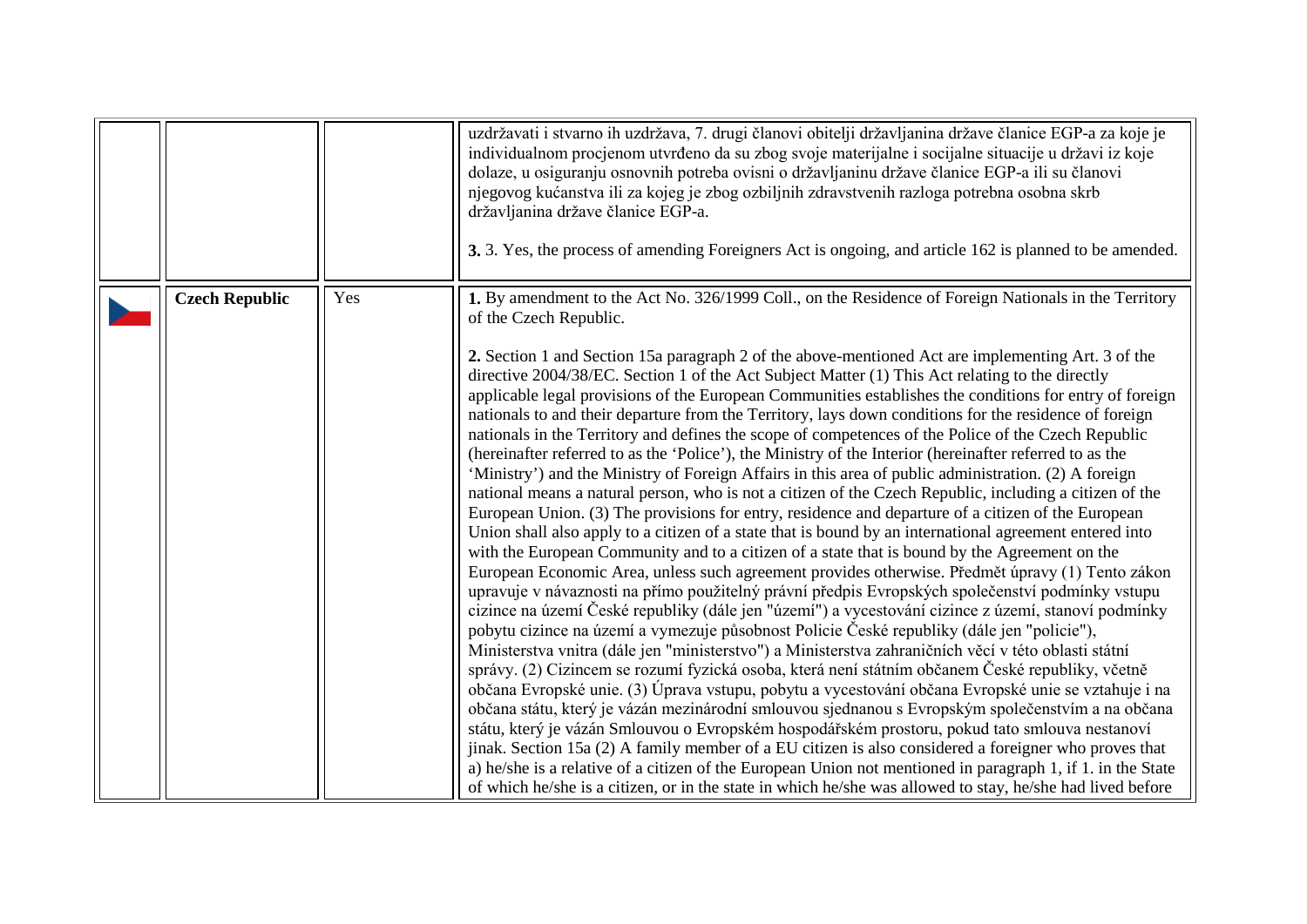| | | | |
|---|---|---|---|
| | | | uzdržavati i stvarno ih uzdržava, 7. drugi članovi obitelji državljanina države članice EGP-a za koje je individualnom procjenom utvrđeno da su zbog svoje materijalne i socijalne situacije u državi iz koje dolaze, u osiguranju osnovnih potreba ovisni o državljaninu države članice EGP-a ili su članovi njegovog kućanstva ili za kojeg je zbog ozbiljnih zdravstvenih razloga potrebna osobna skrb državljanina države članice EGP-a.<br><br>**3.** 3. Yes, the process of amending Foreigners Act is ongoing, and article 162 is planned to be amended. |
| | **Czech Republic** | Yes | **1.** By amendment to the Act No. 326/1999 Coll., on the Residence of Foreign Nationals in the Territory of the Czech Republic.<br><br>**2.** Section 1 and Section 15a paragraph 2 of the above-mentioned Act are implementing Art. 3 of the directive 2004/38/EC. Section 1 of the Act Subject Matter (1) This Act relating to the directly applicable legal provisions of the European Communities establishes the conditions for entry of foreign nationals to and their departure from the Territory, lays down conditions for the residence of foreign nationals in the Territory and defines the scope of competences of the Police of the Czech Republic (hereinafter referred to as the 'Police'), the Ministry of the Interior (hereinafter referred to as the 'Ministry') and the Ministry of Foreign Affairs in this area of public administration. (2) A foreign national means a natural person, who is not a citizen of the Czech Republic, including a citizen of the European Union. (3) The provisions for entry, residence and departure of a citizen of the European Union shall also apply to a citizen of a state that is bound by an international agreement entered into with the European Community and to a citizen of a state that is bound by the Agreement on the European Economic Area, unless such agreement provides otherwise. Předmět úpravy (1) Tento zákon upravuje v návaznosti na přímo použitelný právní předpis Evropských společenství podmínky vstupu cizince na území České republiky (dále jen "území") a vycestování cizince z území, stanoví podmínky pobytu cizince na území a vymezuje působnost Policie České republiky (dále jen "policie"), Ministerstva vnitra (dále jen "ministerstvo") a Ministerstva zahraničních věcí v této oblasti státní správy. (2) Cizincem se rozumí fyzická osoba, která není státním občanem České republiky, včetně občana Evropské unie. (3) Úprava vstupu, pobytu a vycestování občana Evropské unie se vztahuje i na občana státu, který je vázán mezinárodní smlouvou sjednanou s Evropským společenstvím a na občana státu, který je vázán Smlouvou o Evropském hospodářském prostoru, pokud tato smlouva nestanoví jinak. Section 15a (2) A family member of a EU citizen is also considered a foreigner who proves that a) he/she is a relative of a citizen of the European Union not mentioned in paragraph 1, if 1. in the State of which he/she is a citizen, or in the state in which he/she was allowed to stay, he/she had lived before |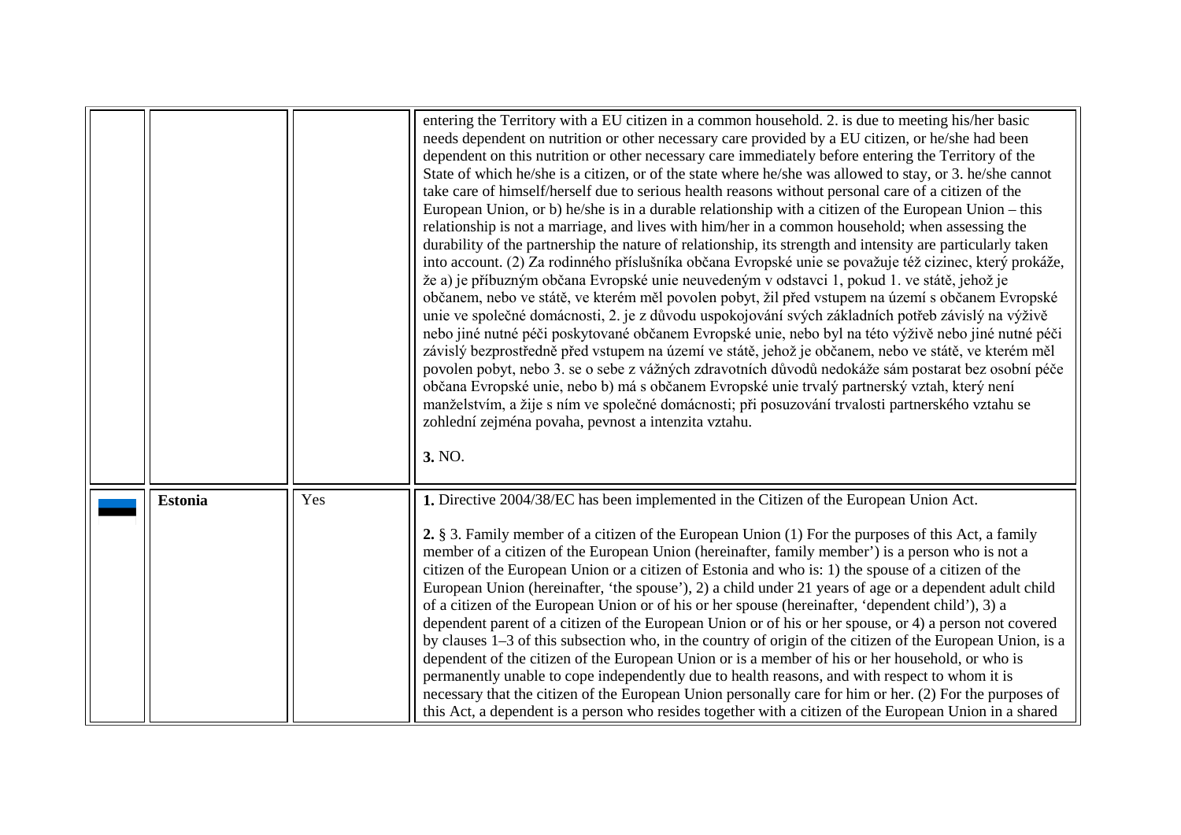|  |  |  |  |
|---|---|---|---|
|  |  |  | entering the Territory with a EU citizen in a common household. 2. is due to meeting his/her basic needs dependent on nutrition or other necessary care provided by a EU citizen, or he/she had been dependent on this nutrition or other necessary care immediately before entering the Territory of the State of which he/she is a citizen, or of the state where he/she was allowed to stay, or 3. he/she cannot take care of himself/herself due to serious health reasons without personal care of a citizen of the European Union, or b) he/she is in a durable relationship with a citizen of the European Union – this relationship is not a marriage, and lives with him/her in a common household; when assessing the durability of the partnership the nature of relationship, its strength and intensity are particularly taken into account. (2) Za rodinného příslušníka občana Evropské unie se považuje též cizinec, který prokáže, že a) je příbuzným občana Evropské unie neuvedeným v odstavci 1, pokud 1. ve státě, jehož je občanem, nebo ve státě, ve kterém měl povolen pobyt, žil před vstupem na území s občanem Evropské unie ve společné domácnosti, 2. je z důvodu uspokojování svých základních potřeb závislý na výživě nebo jiné nutné péči poskytované občanem Evropské unie, nebo byl na této výživě nebo jiné nutné péči závislý bezprostředně před vstupem na území ve státě, jehož je občanem, nebo ve státě, ve kterém měl povolen pobyt, nebo 3. se o sebe z vážných zdravotních důvodů nedokáže sám postarat bez osobní péče občana Evropské unie, nebo b) má s občanem Evropské unie trvalý partnerský vztah, který není manželstvím, a žije s ním ve společné domácnosti; při posuzování trvalosti partnerského vztahu se zohlední zejména povaha, pevnost a intenzita vztahu.<br><br>**3.** NO. |
|  | **Estonia** | Yes | **1.** Directive 2004/38/EC has been implemented in the Citizen of the European Union Act.<br><br>**2.** § 3. Family member of a citizen of the European Union (1) For the purposes of this Act, a family member of a citizen of the European Union (hereinafter, family member') is a person who is not a citizen of the European Union or a citizen of Estonia and who is: 1) the spouse of a citizen of the European Union (hereinafter, 'the spouse'), 2) a child under 21 years of age or a dependent adult child of a citizen of the European Union or of his or her spouse (hereinafter, 'dependent child'), 3) a dependent parent of a citizen of the European Union or of his or her spouse, or 4) a person not covered by clauses 1–3 of this subsection who, in the country of origin of the citizen of the European Union, is a dependent of the citizen of the European Union or is a member of his or her household, or who is permanently unable to cope independently due to health reasons, and with respect to whom it is necessary that the citizen of the European Union personally care for him or her. (2) For the purposes of this Act, a dependent is a person who resides together with a citizen of the European Union in a shared |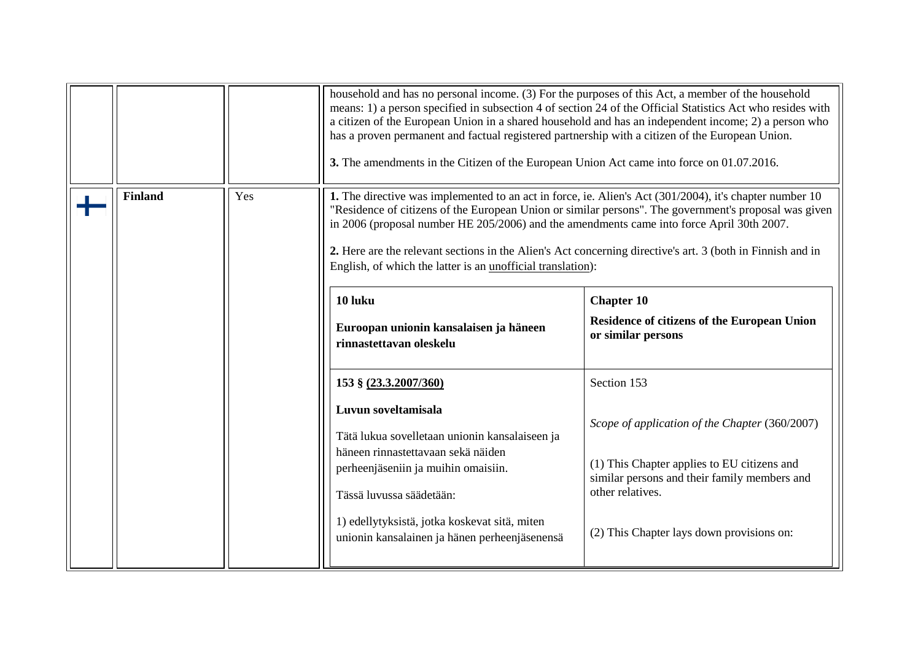| | | | |
|---|---|---|---|
| | | | household and has no personal income. (3) For the purposes of this Act, a member of the household means: 1) a person specified in subsection 4 of section 24 of the Official Statistics Act who resides with a citizen of the European Union in a shared household and has an independent income; 2) a person who has a proven permanent and factual registered partnership with a citizen of the European Union.<br><br>**3.** The amendments in the Citizen of the European Union Act came into force on 01.07.2016. |
| | **Finland** | Yes | **1.** The directive was implemented to an act in force, ie. Alien's Act (301/2004), it's chapter number 10 "Residence of citizens of the European Union or similar persons". The government's proposal was given in 2006 (proposal number HE 205/2006) and the amendments came into force April 30th 2007.<br><br>**2.** Here are the relevant sections in the Alien's Act concerning directive's art. 3 (both in Finnish and in English, of which the latter is an unofficial translation): |

| 10 luku | Chapter 10 |
|---|---|
| **Euroopan unionin kansalaisen ja häneen rinnastettavan oleskelu** | **Residence of citizens of the European Union or similar persons** |
| **153 § (23.3.2007/360)**<br><br>**Luvun soveltamisala**<br><br>Tätä lukua sovelletaan unionin kansalaiseen ja häneen rinnastettavaan sekä näiden perheenjäseniin ja muihin omaisiin.<br><br>Tässä luvussa säädetään:<br><br>1) edellytyksistä, jotka koskevat sitä, miten unionin kansalainen ja hänen perheenjäsenensä | Section 153<br><br>*Scope of application of the Chapter* (360/2007)<br><br>(1) This Chapter applies to EU citizens and similar persons and their family members and other relatives.<br><br>(2) This Chapter lays down provisions on: |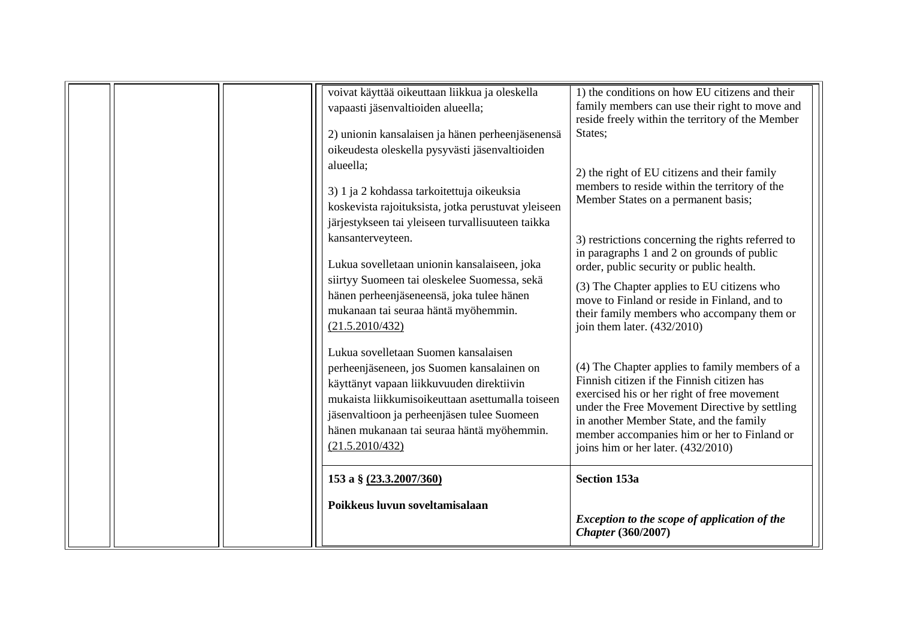| | | | | |
|---|---|---|---|---|
| | | | voivat käyttää oikeuttaan liikkua ja oleskella vapaasti jäsenvaltioiden alueella;<br><br>2) unionin kansalaisen ja hänen perheenjäsenensä oikeudesta oleskella pysyvästi jäsenvaltioiden alueella;<br><br>3) 1 ja 2 kohdassa tarkoitettuja oikeuksia koskevista rajoituksista, jotka perustuvat yleiseen järjestykseen tai yleiseen turvallisuuteen taikka kansanterveyteen.<br><br>Lukua sovelletaan unionin kansalaiseen, joka siirtyy Suomeen tai oleskelee Suomessa, sekä hänen perheenjäseneensä, joka tulee hänen mukanaan tai seuraa häntä myöhemmin. (21.5.2010/432)<br><br>Lukua sovelletaan Suomen kansalaisen perheenjäseneen, jos Suomen kansalainen on käyttänyt vapaan liikkuvuuden direktiivin mukaista liikkumisoikeuttaan asettumalla toiseen jäsenvaltioon ja perheenjäsen tulee Suomeen hänen mukanaan tai seuraa häntä myöhemmin. (21.5.2010/432) | 1) the conditions on how EU citizens and their family members can use their right to move and reside freely within the territory of the Member States;<br><br>2) the right of EU citizens and their family members to reside within the territory of the Member States on a permanent basis;<br><br>3) restrictions concerning the rights referred to in paragraphs 1 and 2 on grounds of public order, public security or public health.<br><br>(3) The Chapter applies to EU citizens who move to Finland or reside in Finland, and to their family members who accompany them or join them later. (432/2010)<br><br>(4) The Chapter applies to family members of a Finnish citizen if the Finnish citizen has exercised his or her right of free movement under the Free Movement Directive by settling in another Member State, and the family member accompanies him or her to Finland or joins him or her later. (432/2010) |
| | | | **153 a § (23.3.2007/360)**<br><br>**Poikkeus luvun soveltamisalaan** | **Section 153a**<br><br>***Exception to the scope of application of the Chapter* (360/2007)** |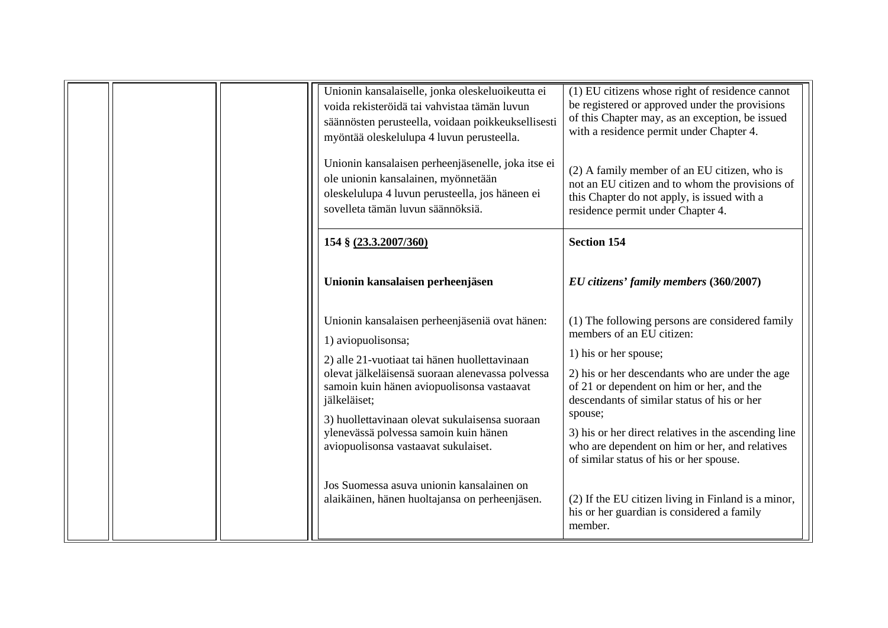| | | | Unionin kansalaiselle, jonka oleskeluoikeutta ei voida rekisteröidä tai vahvistaa tämän luvun säännösten perusteella, voidaan poikkeuksellisesti myöntää oleskelulupa 4 luvun perusteella.<br><br>Unionin kansalaisen perheenjäsenelle, joka itse ei ole unionin kansalainen, myönnetään oleskelulupa 4 luvun perusteella, jos häneen ei sovelleta tämän luvun säännöksiä. | (1) EU citizens whose right of residence cannot be registered or approved under the provisions of this Chapter may, as an exception, be issued with a residence permit under Chapter 4.<br><br>(2) A family member of an EU citizen, who is not an EU citizen and to whom the provisions of this Chapter do not apply, is issued with a residence permit under Chapter 4. |
|---|---|---|---|---|
| | | | **154 § (23.3.2007/360)**<br><br>**Unionin kansalaisen perheenjäsen**<br><br>Unionin kansalaisen perheenjäseniä ovat hänen:<br>1) aviopuolisonsa;<br>2) alle 21-vuotiaat tai hänen huollettavinaan olevat jälkeläisensä suoraan alenevassa polvessa samoin kuin hänen aviopuolisonsa vastaavat jälkeläiset;<br>3) huollettavinaan olevat sukulaisensa suoraan ylenevässä polvessa samoin kuin hänen aviopuolisonsa vastaavat sukulaiset.<br><br>Jos Suomessa asuva unionin kansalainen on alaikäinen, hänen huoltajansa on perheenjäsen. | **Section 154**<br><br>***EU citizens' family members* (360/2007)**<br><br>(1) The following persons are considered family members of an EU citizen:<br>1) his or her spouse;<br>2) his or her descendants who are under the age of 21 or dependent on him or her, and the descendants of similar status of his or her spouse;<br>3) his or her direct relatives in the ascending line who are dependent on him or her, and relatives of similar status of his or her spouse.<br><br>(2) If the EU citizen living in Finland is a minor, his or her guardian is considered a family member. |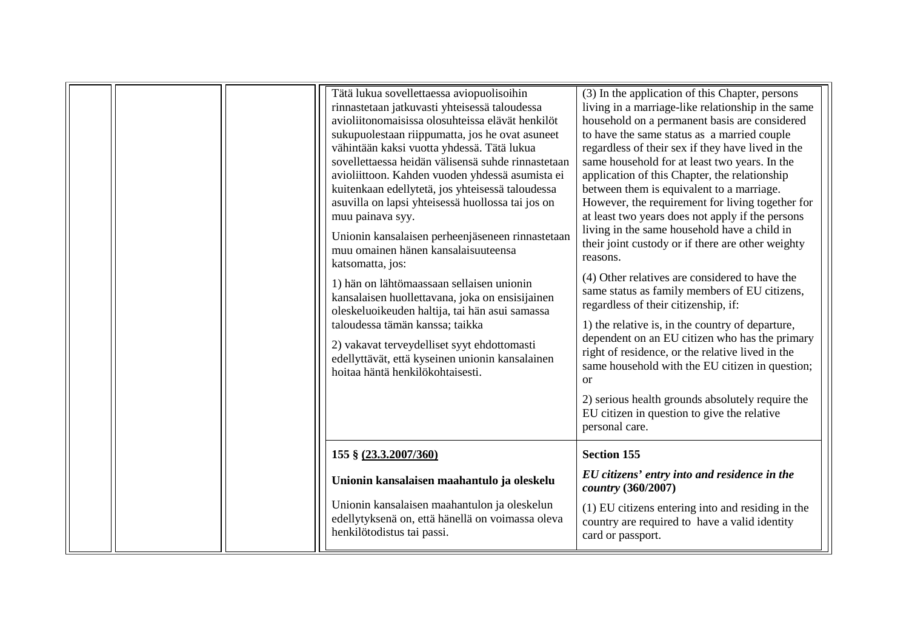| | | | | |
|---|---|---|---|---|
| | | | Tätä lukua sovellettaessa aviopuolisoihin rinnastetaan jatkuvasti yhteisessä taloudessa avioliitonomaisissa olosuhteissa elävät henkilöt sukupuolestaan riippumatta, jos he ovat asuneet vähintään kaksi vuotta yhdessä. Tätä lukua sovellettaessa heidän välisensä suhde rinnastetaan avioliittoon. Kahden vuoden yhdessä asumista ei kuitenkaan edellytetä, jos yhteisessä taloudessa asuvilla on lapsi yhteisessä huollossa tai jos on muu painava syy.<br><br>Unionin kansalaisen perheenjäseneen rinnastetaan muu omainen hänen kansalaisuuteensa katsomatta, jos:<br><br>1) hän on lähtömaassaan sellaisen unionin kansalaisen huollettavana, joka on ensisijainen oleskeluoikeuden haltija, tai hän asui samassa taloudessa tämän kanssa; taikka<br><br>2) vakavat terveydelliset syyt ehdottomasti edellyttävät, että kyseinen unionin kansalainen hoitaa häntä henkilökohtaisesti. | (3) In the application of this Chapter, persons living in a marriage-like relationship in the same household on a permanent basis are considered to have the same status as a married couple regardless of their sex if they have lived in the same household for at least two years. In the application of this Chapter, the relationship between them is equivalent to a marriage. However, the requirement for living together for at least two years does not apply if the persons living in the same household have a child in their joint custody or if there are other weighty reasons.<br><br>(4) Other relatives are considered to have the same status as family members of EU citizens, regardless of their citizenship, if:<br><br>1) the relative is, in the country of departure, dependent on an EU citizen who has the primary right of residence, or the relative lived in the same household with the EU citizen in question; or<br><br>2) serious health grounds absolutely require the EU citizen in question to give the relative personal care. |
| | | | **155 § (23.3.2007/360)**<br><br>**Unionin kansalaisen maahantulo ja oleskelu**<br><br>Unionin kansalaisen maahantulon ja oleskelun edellytyksenä on, että hänellä on voimassa oleva henkilötodistus tai passi. | **Section 155**<br><br>***EU citizens' entry into and residence in the country* (360/2007)**<br><br>(1) EU citizens entering into and residing in the country are required to have a valid identity card or passport. |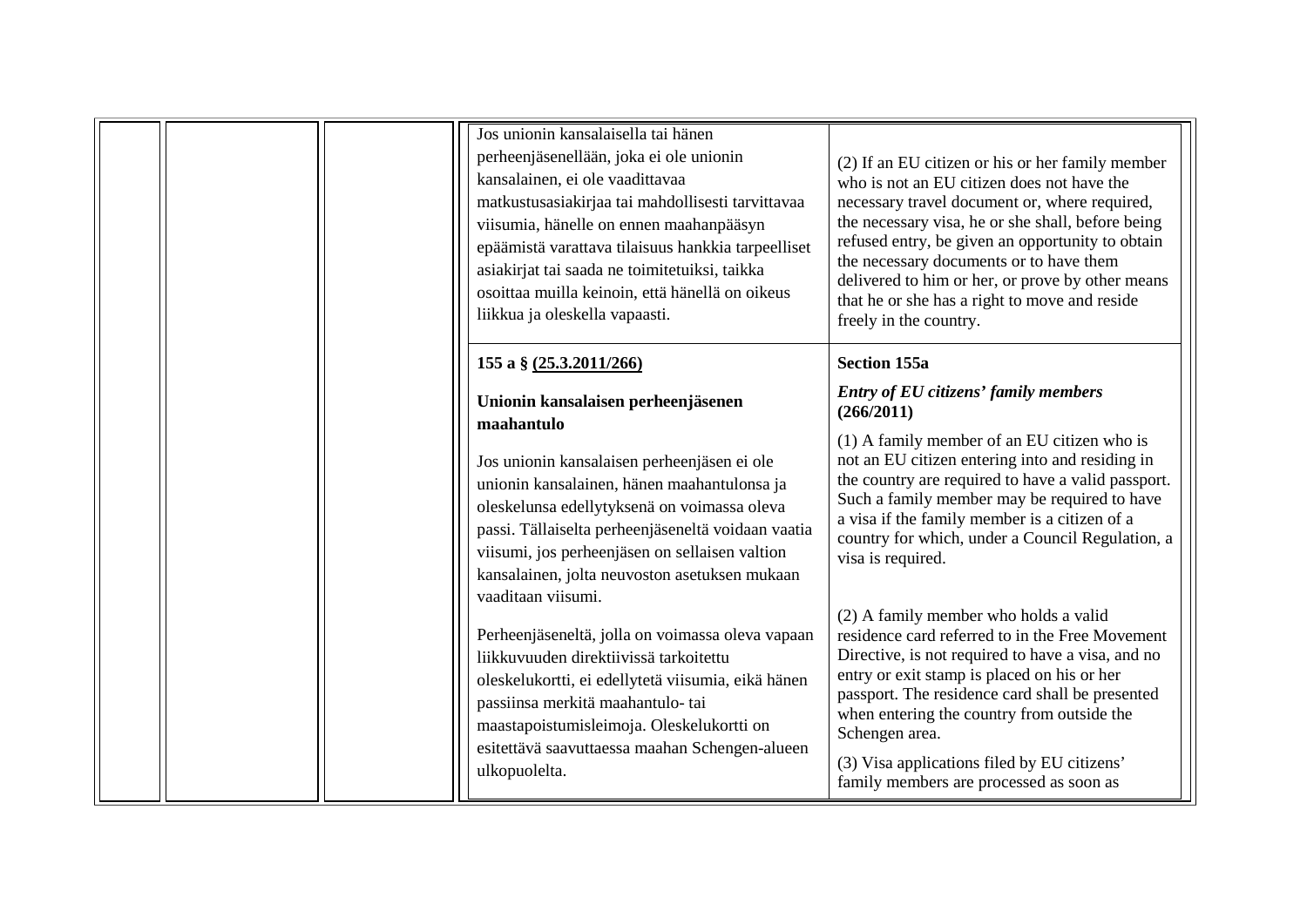| | | | | |
|---|---|---|---|---|
| | | | Jos unionin kansalaisella tai hänen perheenjäsenellään, joka ei ole unionin kansalainen, ei ole vaadittavaa matkustusasiakirjaa tai mahdollisesti tarvittavaa viisumia, hänelle on ennen maahanpääsyn epäämistä varattava tilaisuus hankkia tarpeelliset asiakirjat tai saada ne toimitetuiksi, taikka osoittaa muilla keinoin, että hänellä on oikeus liikkua ja oleskella vapaasti. | (2) If an EU citizen or his or her family member who is not an EU citizen does not have the necessary travel document or, where required, the necessary visa, he or she shall, before being refused entry, be given an opportunity to obtain the necessary documents or to have them delivered to him or her, or prove by other means that he or she has a right to move and reside freely in the country. |
| | | | **155 a § (25.3.2011/266)**<br><br>**Unionin kansalaisen perheenjäsenen maahantulo**<br><br>Jos unionin kansalaisen perheenjäsen ei ole unionin kansalainen, hänen maahantulonsa ja oleskelunsa edellytyksenä on voimassa oleva passi. Tällaiselta perheenjäseneltä voidaan vaatia viisumi, jos perheenjäsen on sellaisen valtion kansalainen, jolta neuvoston asetuksen mukaan vaaditaan viisumi.<br><br>Perheenjäseneltä, jolla on voimassa oleva vapaan liikkuvuuden direktiivissä tarkoitettu oleskelukortti, ei edellytetä viisumia, eikä hänen passiinsa merkitä maahantulo- tai maastapoistumisleimoja. Oleskelukortti on esitettävä saavuttaessa maahan Schengen-alueen ulkopuolelta. | **Section 155a**<br><br>***Entry of EU citizens' family members* (266/2011)**<br><br>(1) A family member of an EU citizen who is not an EU citizen entering into and residing in the country are required to have a valid passport. Such a family member may be required to have a visa if the family member is a citizen of a country for which, under a Council Regulation, a visa is required.<br><br>(2) A family member who holds a valid residence card referred to in the Free Movement Directive, is not required to have a visa, and no entry or exit stamp is placed on his or her passport. The residence card shall be presented when entering the country from outside the Schengen area.<br><br>(3) Visa applications filed by EU citizens' family members are processed as soon as |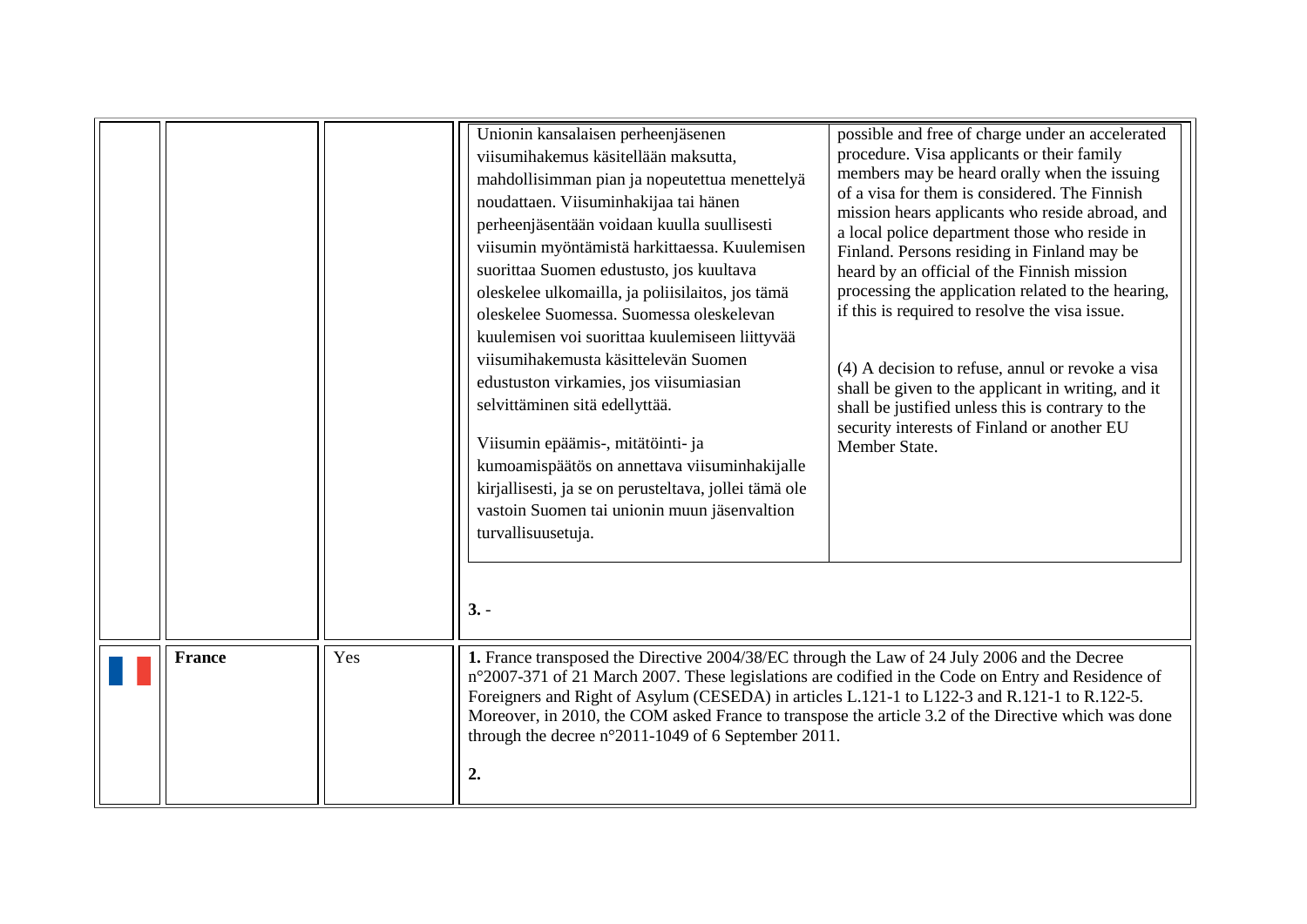| | | | |
|---|---|---|---|
| | | | Unionin kansalaisen perheenjäsenen viisumihakemus käsitellään maksutta, mahdollisimman pian ja nopeutettua menettelyä noudattaen. Viisuminhakijaa tai hänen perheenjäsentään voidaan kuulla suullisesti viisumin myöntämistä harkittaessa. Kuulemisen suorittaa Suomen edustusto, jos kuultava oleskelee ulkomailla, ja poliisilaitos, jos tämä oleskelee Suomessa. Suomessa oleskelevan kuulemisen voi suorittaa kuulemiseen liittyvää viisumihakemusta käsittelevän Suomen edustuston virkamies, jos viisumiasian selvittäminen sitä edellyttää.<br><br>Viisumin epäämis-, mitätöinti- ja kumoamispäätös on annettava viisuminhakijalle kirjallisesti, ja se on perusteltava, jollei tämä ole vastoin Suomen tai unionin muun jäsenvaltion turvallisuusetuja.<br><br>possible and free of charge under an accelerated procedure. Visa applicants or their family members may be heard orally when the issuing of a visa for them is considered. The Finnish mission hears applicants who reside abroad, and a local police department those who reside in Finland. Persons residing in Finland may be heard by an official of the Finnish mission processing the application related to the hearing, if this is required to resolve the visa issue.<br><br>(4) A decision to refuse, annul or revoke a visa shall be given to the applicant in writing, and it shall be justified unless this is contrary to the security interests of Finland or another EU Member State.<br><br>**3.** - |
| | **France** | Yes | **1.** France transposed the Directive 2004/38/EC through the Law of 24 July 2006 and the Decree n°2007-371 of 21 March 2007. These legislations are codified in the Code on Entry and Residence of Foreigners and Right of Asylum (CESEDA) in articles L.121-1 to L122-3 and R.121-1 to R.122-5. Moreover, in 2010, the COM asked France to transpose the article 3.2 of the Directive which was done through the decree n°2011-1049 of 6 September 2011.<br><br>**2.** |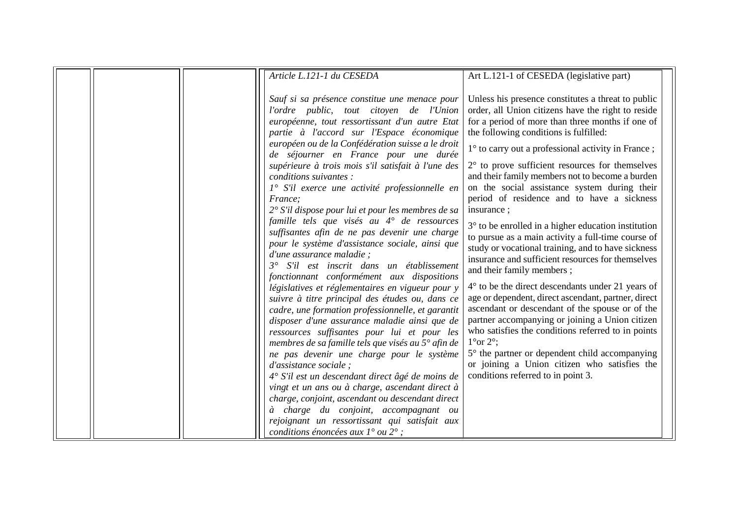| | | | *Article L.121-1 du CESEDA*<br><br>*Sauf si sa présence constitue une menace pour l'ordre public, tout citoyen de l'Union européenne, tout ressortissant d'un autre Etat partie à l'accord sur l'Espace économique européen ou de la Confédération suisse a le droit de séjourner en France pour une durée supérieure à trois mois s'il satisfait à l'une des conditions suivantes :*<br>*1° S'il exerce une activité professionnelle en France;*<br>*2° S'il dispose pour lui et pour les membres de sa famille tels que visés au 4° de ressources suffisantes afin de ne pas devenir une charge pour le système d'assistance sociale, ainsi que d'une assurance maladie ;*<br>*3° S'il est inscrit dans un établissement fonctionnant conformément aux dispositions législatives et réglementaires en vigueur pour y suivre à titre principal des études ou, dans ce cadre, une formation professionnelle, et garantit disposer d'une assurance maladie ainsi que de ressources suffisantes pour lui et pour les membres de sa famille tels que visés au 5° afin de ne pas devenir une charge pour le système d'assistance sociale ;*<br>*4° S'il est un descendant direct âgé de moins de vingt et un ans ou à charge, ascendant direct à charge, conjoint, ascendant ou descendant direct à charge du conjoint, accompagnant ou rejoignant un ressortissant qui satisfait aux conditions énoncées aux 1° ou 2° ;* | Art L.121-1 of CESEDA (legislative part)<br><br>Unless his presence constitutes a threat to public order, all Union citizens have the right to reside for a period of more than three months if one of the following conditions is fulfilled:<br><br>1° to carry out a professional activity in France ;<br><br>2° to prove sufficient resources for themselves and their family members not to become a burden on the social assistance system during their period of residence and to have a sickness insurance ;<br><br>3° to be enrolled in a higher education institution to pursue as a main activity a full-time course of study or vocational training, and to have sickness insurance and sufficient resources for themselves and their family members ;<br><br>4° to be the direct descendants under 21 years of age or dependent, direct ascendant, partner, direct ascendant or descendant of the spouse or of the partner accompanying or joining a Union citizen who satisfies the conditions referred to in points 1°or 2°;<br>5° the partner or dependent child accompanying or joining a Union citizen who satisfies the conditions referred to in point 3. |
|---|---|---|---|---|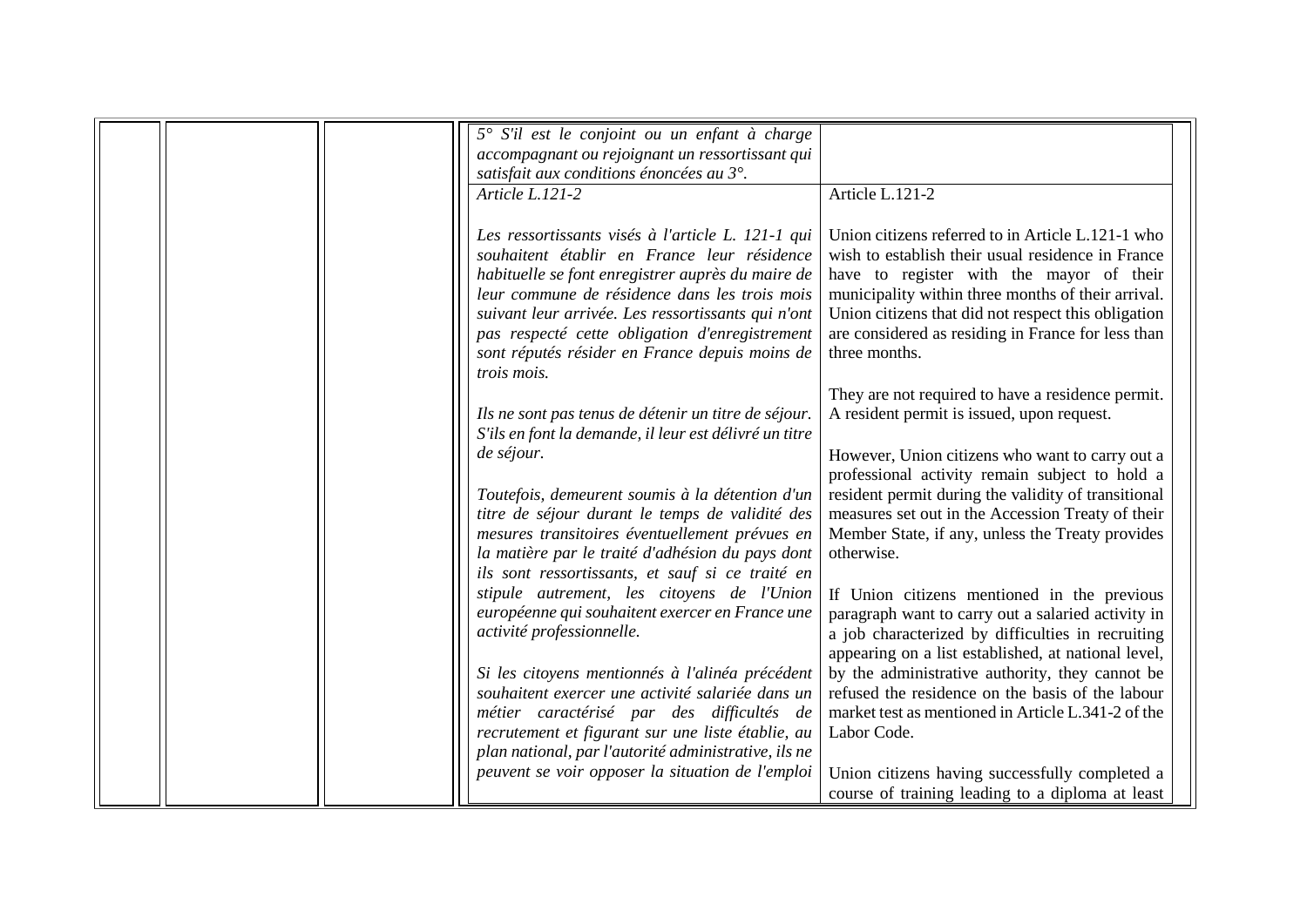| | | | | |
|---|---|---|---|---|
| | | | *5° S'il est le conjoint ou un enfant à charge accompagnant ou rejoignant un ressortissant qui satisfait aux conditions énoncées au 3°.* | |
| | | | *Article L.121-2*<br><br>*Les ressortissants visés à l'article L. 121-1 qui souhaitent établir en France leur résidence habituelle se font enregistrer auprès du maire de leur commune de résidence dans les trois mois suivant leur arrivée. Les ressortissants qui n'ont pas respecté cette obligation d'enregistrement sont réputés résider en France depuis moins de trois mois.*<br><br>*Ils ne sont pas tenus de détenir un titre de séjour. S'ils en font la demande, il leur est délivré un titre de séjour.*<br><br>*Toutefois, demeurent soumis à la détention d'un titre de séjour durant le temps de validité des mesures transitoires éventuellement prévues en la matière par le traité d'adhésion du pays dont ils sont ressortissants, et sauf si ce traité en stipule autrement, les citoyens de l'Union européenne qui souhaitent exercer en France une activité professionnelle.*<br><br>*Si les citoyens mentionnés à l'alinéa précédent souhaitent exercer une activité salariée dans un métier caractérisé par des difficultés de recrutement et figurant sur une liste établie, au plan national, par l'autorité administrative, ils ne peuvent se voir opposer la situation de l'emploi* | Article L.121-2<br><br>Union citizens referred to in Article L.121-1 who wish to establish their usual residence in France have to register with the mayor of their municipality within three months of their arrival. Union citizens that did not respect this obligation are considered as residing in France for less than three months.<br><br>They are not required to have a residence permit. A resident permit is issued, upon request.<br><br>However, Union citizens who want to carry out a professional activity remain subject to hold a resident permit during the validity of transitional measures set out in the Accession Treaty of their Member State, if any, unless the Treaty provides otherwise.<br><br>If Union citizens mentioned in the previous paragraph want to carry out a salaried activity in a job characterized by difficulties in recruiting appearing on a list established, at national level, by the administrative authority, they cannot be refused the residence on the basis of the labour market test as mentioned in Article L.341-2 of the Labor Code.<br><br>Union citizens having successfully completed a course of training leading to a diploma at least |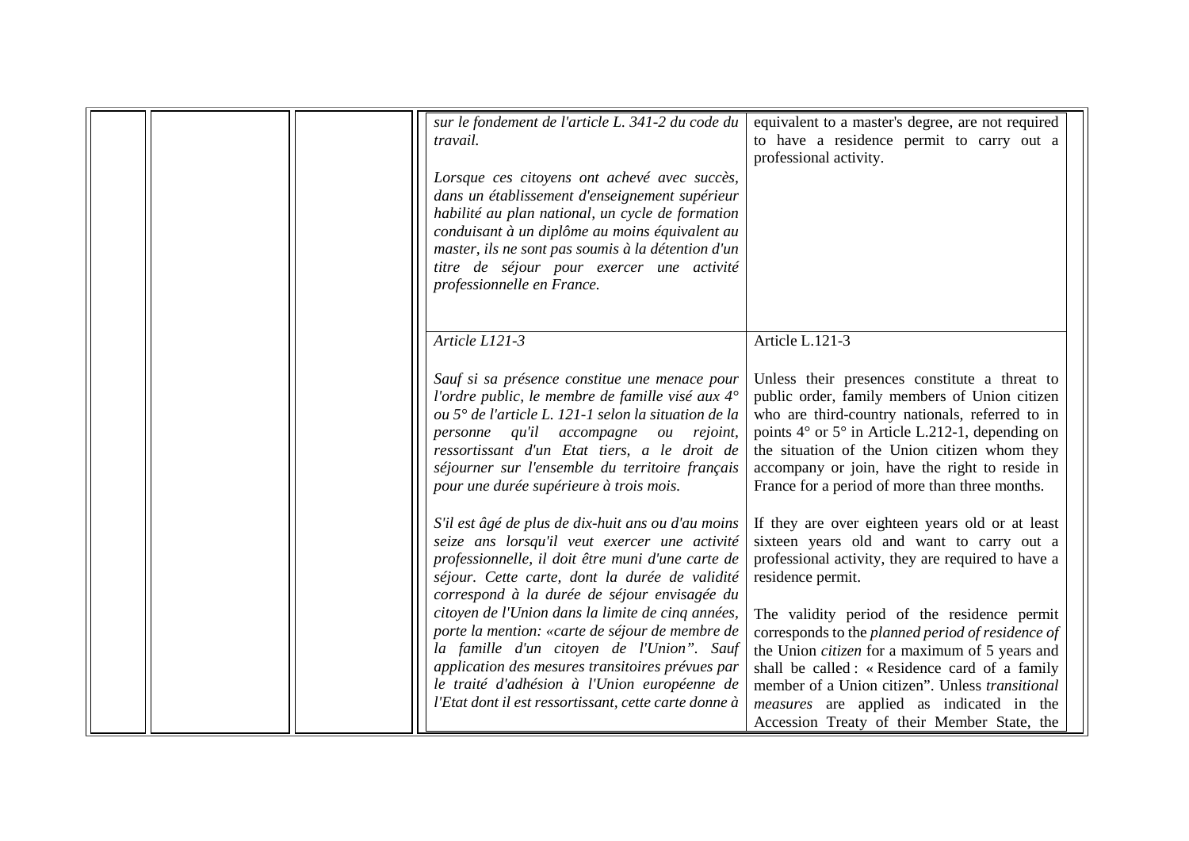|  |  |  | *sur le fondement de l'article L. 341-2 du code du travail.*<br><br>*Lorsque ces citoyens ont achevé avec succès, dans un établissement d'enseignement supérieur habilité au plan national, un cycle de formation conduisant à un diplôme au moins équivalent au master, ils ne sont pas soumis à la détention d'un titre de séjour pour exercer une activité professionnelle en France.* | equivalent to a master's degree, are not required to have a residence permit to carry out a professional activity. |
|---|---|---|---|---|
|  |  |  | *Article L121-3*<br><br>*Sauf si sa présence constitue une menace pour l'ordre public, le membre de famille visé aux 4° ou 5° de l'article L. 121-1 selon la situation de la personne qu'il accompagne ou rejoint, ressortissant d'un Etat tiers, a le droit de séjourner sur l'ensemble du territoire français pour une durée supérieure à trois mois.*<br><br>*S'il est âgé de plus de dix-huit ans ou d'au moins seize ans lorsqu'il veut exercer une activité professionnelle, il doit être muni d'une carte de séjour. Cette carte, dont la durée de validité correspond à la durée de séjour envisagée du citoyen de l'Union dans la limite de cinq années, porte la mention: «carte de séjour de membre de la famille d'un citoyen de l'Union". Sauf application des mesures transitoires prévues par le traité d'adhésion à l'Union européenne de l'Etat dont il est ressortissant, cette carte donne à* | Article L.121-3<br><br>Unless their presences constitute a threat to public order, family members of Union citizen who are third-country nationals, referred to in points 4° or 5° in Article L.212-1, depending on the situation of the Union citizen whom they accompany or join, have the right to reside in France for a period of more than three months.<br><br>If they are over eighteen years old or at least sixteen years old and want to carry out a professional activity, they are required to have a residence permit.<br><br>The validity period of the residence permit corresponds to the *planned period of residence of* the Union *citizen* for a maximum of 5 years and shall be called : « Residence card of a family member of a Union citizen". Unless *transitional measures* are applied as indicated in the Accession Treaty of their Member State, the |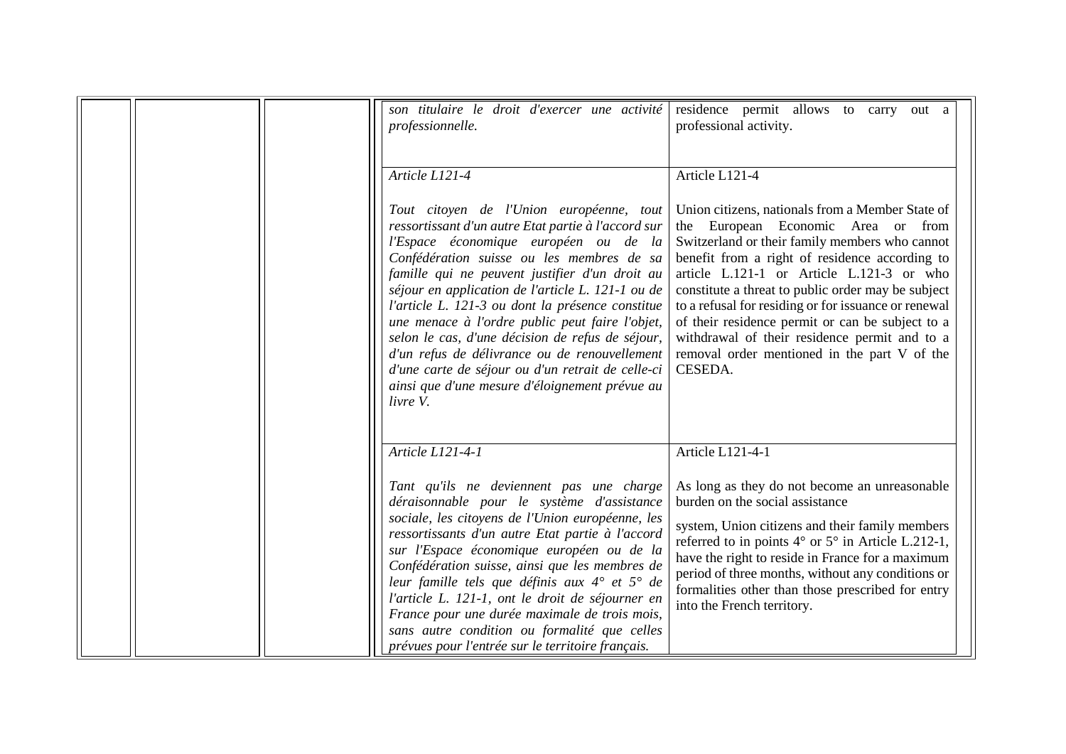| | | | | |
|---|---|---|---|---|
| | | | *son titulaire le droit d'exercer une activité professionnelle.* | residence permit allows to carry out a professional activity. |
| | | | *Article L121-4*<br><br>*Tout citoyen de l'Union européenne, tout ressortissant d'un autre Etat partie à l'accord sur l'Espace économique européen ou de la Confédération suisse ou les membres de sa famille qui ne peuvent justifier d'un droit au séjour en application de l'article L. 121-1 ou de l'article L. 121-3 ou dont la présence constitue une menace à l'ordre public peut faire l'objet, selon le cas, d'une décision de refus de séjour, d'un refus de délivrance ou de renouvellement d'une carte de séjour ou d'un retrait de celle-ci ainsi que d'une mesure d'éloignement prévue au livre V.* | Article L121-4<br><br>Union citizens, nationals from a Member State of the European Economic Area or from Switzerland or their family members who cannot benefit from a right of residence according to article L.121-1 or Article L.121-3 or who constitute a threat to public order may be subject to a refusal for residing or for issuance or renewal of their residence permit or can be subject to a withdrawal of their residence permit and to a removal order mentioned in the part V of the CESEDA. |
| | | | *Article L121-4-1*<br><br>*Tant qu'ils ne deviennent pas une charge déraisonnable pour le système d'assistance sociale, les citoyens de l'Union européenne, les ressortissants d'un autre Etat partie à l'accord sur l'Espace économique européen ou de la Confédération suisse, ainsi que les membres de leur famille tels que définis aux 4° et 5° de l'article L. 121-1, ont le droit de séjourner en France pour une durée maximale de trois mois, sans autre condition ou formalité que celles prévues pour l'entrée sur le territoire français.* | Article L121-4-1<br><br>As long as they do not become an unreasonable burden on the social assistance<br><br>system, Union citizens and their family members referred to in points 4° or 5° in Article L.212-1, have the right to reside in France for a maximum period of three months, without any conditions or formalities other than those prescribed for entry into the French territory. |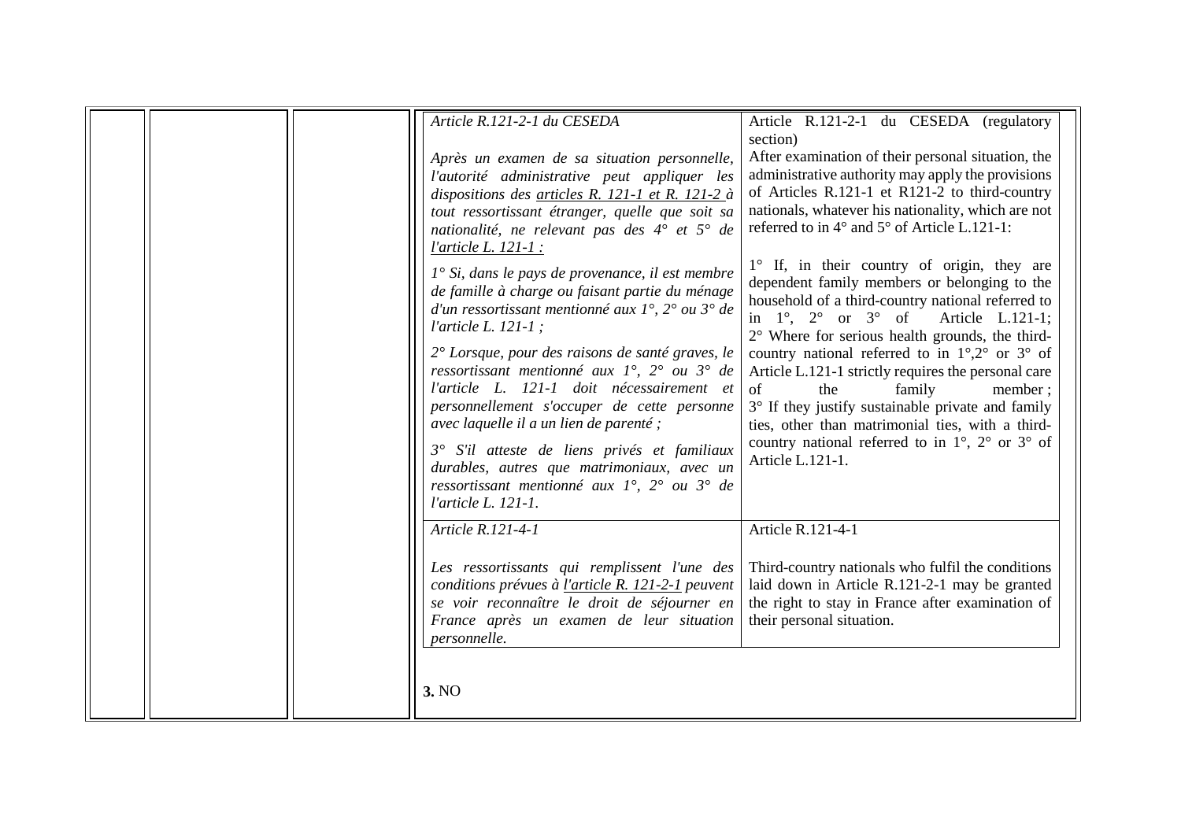| | | | Article R.121-2-1 du CESEDA | Article R.121-2-1 du CESEDA (regulatory section) |
|---|---|---|---|---|
| | | | *Après un examen de sa situation personnelle, l'autorité administrative peut appliquer les dispositions des articles R. 121-1 et R. 121-2 à tout ressortissant étranger, quelle que soit sa nationalité, ne relevant pas des 4° et 5° de l'article L. 121-1 :*<br><br>*1° Si, dans le pays de provenance, il est membre de famille à charge ou faisant partie du ménage d'un ressortissant mentionné aux 1°, 2° ou 3° de l'article L. 121-1 ;*<br><br>*2° Lorsque, pour des raisons de santé graves, le ressortissant mentionné aux 1°, 2° ou 3° de l'article L. 121-1 doit nécessairement et personnellement s'occuper de cette personne avec laquelle il a un lien de parenté ;*<br><br>*3° S'il atteste de liens privés et familiaux durables, autres que matrimoniaux, avec un ressortissant mentionné aux 1°, 2° ou 3° de l'article L. 121-1.* | After examination of their personal situation, the administrative authority may apply the provisions of Articles R.121-1 et R121-2 to third-country nationals, whatever his nationality, which are not referred to in 4° and 5° of Article L.121-1:<br><br>1° If, in their country of origin, they are dependent family members or belonging to the household of a third-country national referred to in 1°, 2° or 3° of Article L.121-1;<br>2° Where for serious health grounds, the third-country national referred to in 1°,2° or 3° of Article L.121-1 strictly requires the personal care of the family member ;<br>3° If they justify sustainable private and family ties, other than matrimonial ties, with a third-country national referred to in 1°, 2° or 3° of Article L.121-1. |
| | | | *Article R.121-4-1*<br><br>*Les ressortissants qui remplissent l'une des conditions prévues à l'article R. 121-2-1 peuvent se voir reconnaître le droit de séjourner en France après un examen de leur situation personnelle.* | Article R.121-4-1<br><br>Third-country nationals who fulfil the conditions laid down in Article R.121-2-1 may be granted the right to stay in France after examination of their personal situation. |

**3.** NO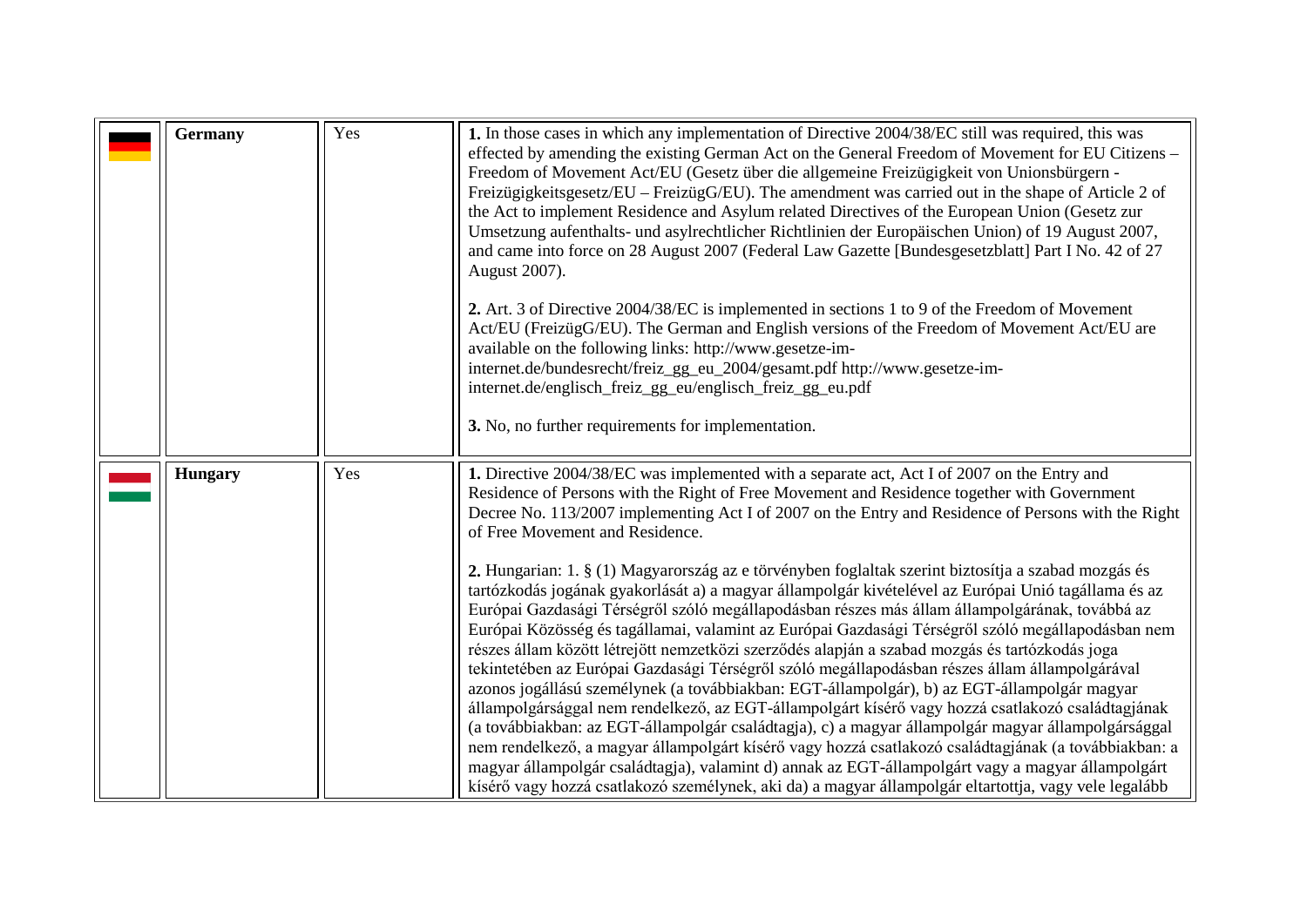|  |  |  |  |
|---|---|---|---|
|  | **Germany** | Yes | **1.** In those cases in which any implementation of Directive 2004/38/EC still was required, this was effected by amending the existing German Act on the General Freedom of Movement for EU Citizens – Freedom of Movement Act/EU (Gesetz über die allgemeine Freizügigkeit von Unionsbürgern - Freizügigkeitsgesetz/EU – FreizügG/EU). The amendment was carried out in the shape of Article 2 of the Act to implement Residence and Asylum related Directives of the European Union (Gesetz zur Umsetzung aufenthalts- und asylrechtlicher Richtlinien der Europäischen Union) of 19 August 2007, and came into force on 28 August 2007 (Federal Law Gazette [Bundesgesetzblatt] Part I No. 42 of 27 August 2007).<br><br>**2.** Art. 3 of Directive 2004/38/EC is implemented in sections 1 to 9 of the Freedom of Movement Act/EU (FreizügG/EU). The German and English versions of the Freedom of Movement Act/EU are available on the following links: http://www.gesetze-im-internet.de/bundesrecht/freiz_gg_eu_2004/gesamt.pdf http://www.gesetze-im-internet.de/englisch_freiz_gg_eu/englisch_freiz_gg_eu.pdf<br><br>**3.** No, no further requirements for implementation. |
|  | **Hungary** | Yes | **1.** Directive 2004/38/EC was implemented with a separate act, Act I of 2007 on the Entry and Residence of Persons with the Right of Free Movement and Residence together with Government Decree No. 113/2007 implementing Act I of 2007 on the Entry and Residence of Persons with the Right of Free Movement and Residence.<br><br>**2.** Hungarian: 1. § (1) Magyarország az e törvényben foglaltak szerint biztosítja a szabad mozgás és tartózkodás jogának gyakorlását a) a magyar állampolgár kivételével az Európai Unió tagállama és az Európai Gazdasági Térségről szóló megállapodásban részes más állam állampolgárának, továbbá az Európai Közösség és tagállamai, valamint az Európai Gazdasági Térségről szóló megállapodásban nem részes állam között létrejött nemzetközi szerződés alapján a szabad mozgás és tartózkodás joga tekintetében az Európai Gazdasági Térségről szóló megállapodásban részes állam állampolgárával azonos jogállású személynek (a továbbiakban: EGT-állampolgár), b) az EGT-állampolgár magyar állampolgársággal nem rendelkező, az EGT-állampolgárt kísérő vagy hozzá csatlakozó családtagjának (a továbbiakban: az EGT-állampolgár családtagja), c) a magyar állampolgár magyar állampolgársággal nem rendelkező, a magyar állampolgárt kísérő vagy hozzá csatlakozó családtagjának (a továbbiakban: a magyar állampolgár családtagja), valamint d) annak az EGT-állampolgárt vagy a magyar állampolgárt kísérő vagy hozzá csatlakozó személynek, aki da) a magyar állampolgár eltartottja, vagy vele legalább |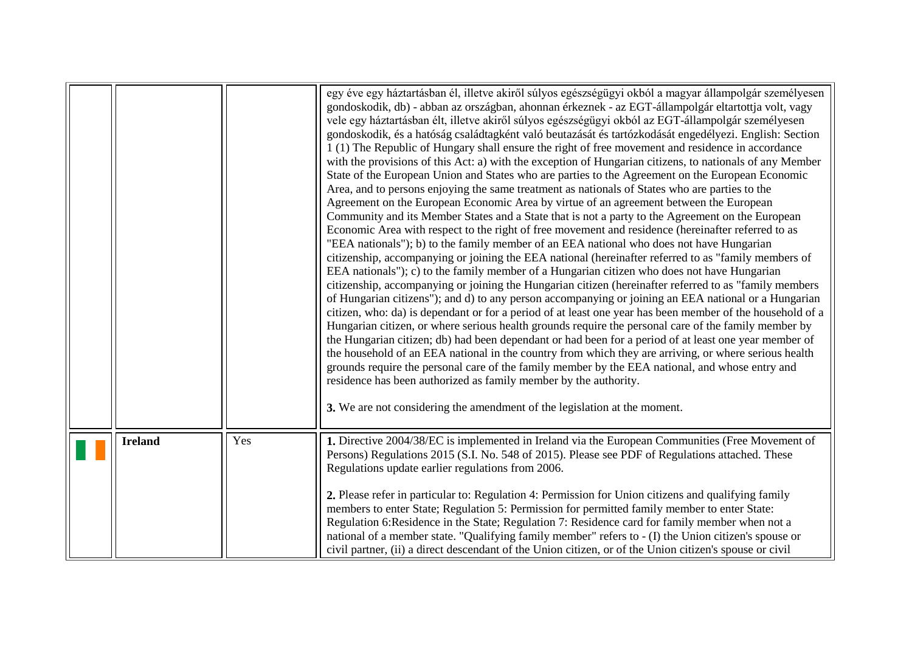| | | | |
|---|---|---|---|
| | | | egy éve egy háztartásban él, illetve akiről súlyos egészségügyi okból a magyar állampolgár személyesen gondoskodik, db) - abban az országban, ahonnan érkeznek - az EGT-állampolgár eltartottja volt, vagy vele egy háztartásban élt, illetve akiről súlyos egészségügyi okból az EGT-állampolgár személyesen gondoskodik, és a hatóság családtagként való beutazását és tartózkodását engedélyezi. English: Section 1 (1) The Republic of Hungary shall ensure the right of free movement and residence in accordance with the provisions of this Act: a) with the exception of Hungarian citizens, to nationals of any Member State of the European Union and States who are parties to the Agreement on the European Economic Area, and to persons enjoying the same treatment as nationals of States who are parties to the Agreement on the European Economic Area by virtue of an agreement between the European Community and its Member States and a State that is not a party to the Agreement on the European Economic Area with respect to the right of free movement and residence (hereinafter referred to as "EEA nationals"); b) to the family member of an EEA national who does not have Hungarian citizenship, accompanying or joining the EEA national (hereinafter referred to as "family members of EEA nationals"); c) to the family member of a Hungarian citizen who does not have Hungarian citizenship, accompanying or joining the Hungarian citizen (hereinafter referred to as "family members of Hungarian citizens"); and d) to any person accompanying or joining an EEA national or a Hungarian citizen, who: da) is dependant or for a period of at least one year has been member of the household of a Hungarian citizen, or where serious health grounds require the personal care of the family member by the Hungarian citizen; db) had been dependant or had been for a period of at least one year member of the household of an EEA national in the country from which they are arriving, or where serious health grounds require the personal care of the family member by the EEA national, and whose entry and residence has been authorized as family member by the authority.<br><br>**3.** We are not considering the amendment of the legislation at the moment. |
| | **Ireland** | Yes | **1.** Directive 2004/38/EC is implemented in Ireland via the European Communities (Free Movement of Persons) Regulations 2015 (S.I. No. 548 of 2015). Please see PDF of Regulations attached. These Regulations update earlier regulations from 2006.<br><br>**2.** Please refer in particular to: Regulation 4: Permission for Union citizens and qualifying family members to enter State; Regulation 5: Permission for permitted family member to enter State: Regulation 6:Residence in the State; Regulation 7: Residence card for family member when not a national of a member state. "Qualifying family member" refers to - (I) the Union citizen's spouse or civil partner, (ii) a direct descendant of the Union citizen, or of the Union citizen's spouse or civil |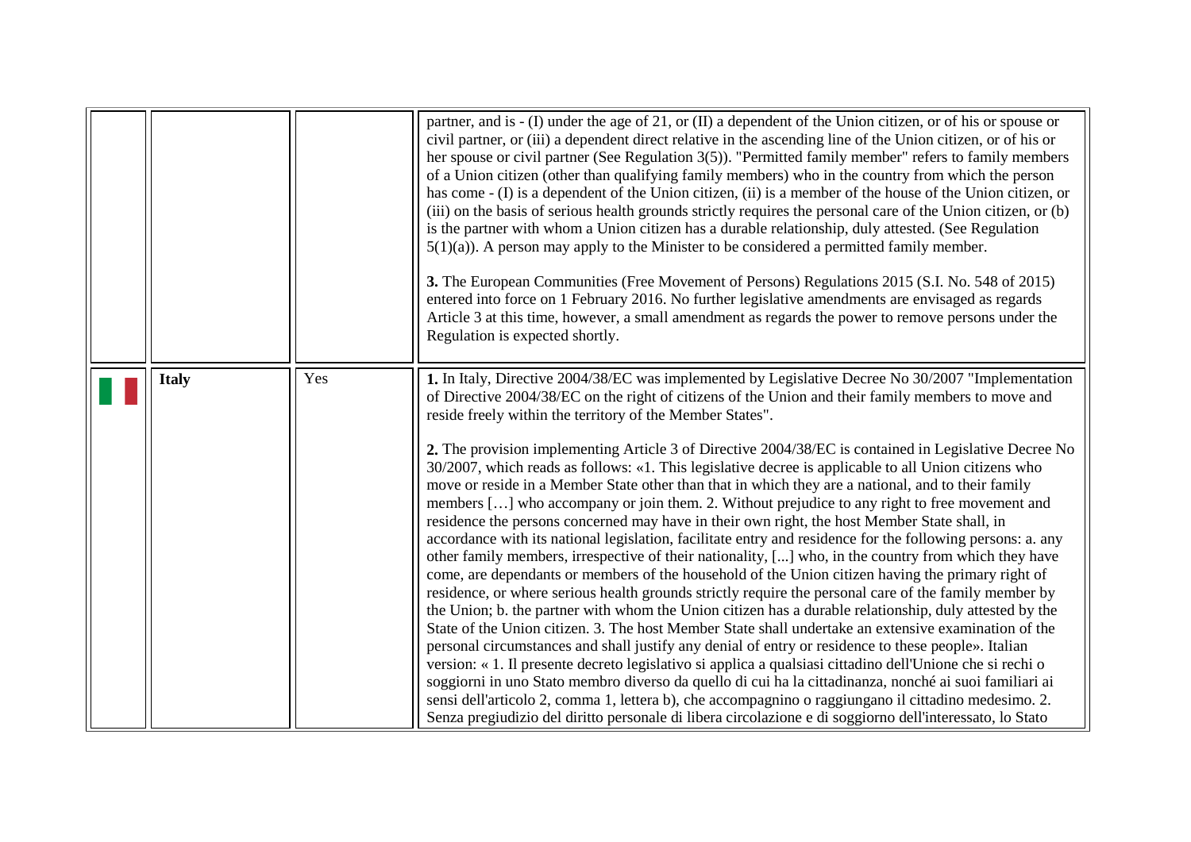| | | | |
|---|---|---|---|
| | | | partner, and is - (I) under the age of 21, or (II) a dependent of the Union citizen, or of his or spouse or civil partner, or (iii) a dependent direct relative in the ascending line of the Union citizen, or of his or her spouse or civil partner (See Regulation 3(5)). "Permitted family member" refers to family members of a Union citizen (other than qualifying family members) who in the country from which the person has come - (I) is a dependent of the Union citizen, (ii) is a member of the house of the Union citizen, or (iii) on the basis of serious health grounds strictly requires the personal care of the Union citizen, or (b) is the partner with whom a Union citizen has a durable relationship, duly attested. (See Regulation 5(1)(a)). A person may apply to the Minister to be considered a permitted family member.<br><br>**3.** The European Communities (Free Movement of Persons) Regulations 2015 (S.I. No. 548 of 2015) entered into force on 1 February 2016. No further legislative amendments are envisaged as regards Article 3 at this time, however, a small amendment as regards the power to remove persons under the Regulation is expected shortly. |
| | **Italy** | Yes | **1.** In Italy, Directive 2004/38/EC was implemented by Legislative Decree No 30/2007 "Implementation of Directive 2004/38/EC on the right of citizens of the Union and their family members to move and reside freely within the territory of the Member States".<br><br>**2.** The provision implementing Article 3 of Directive 2004/38/EC is contained in Legislative Decree No 30/2007, which reads as follows: «1. This legislative decree is applicable to all Union citizens who move or reside in a Member State other than that in which they are a national, and to their family members […] who accompany or join them. 2. Without prejudice to any right to free movement and residence the persons concerned may have in their own right, the host Member State shall, in accordance with its national legislation, facilitate entry and residence for the following persons: a. any other family members, irrespective of their nationality, [...] who, in the country from which they have come, are dependants or members of the household of the Union citizen having the primary right of residence, or where serious health grounds strictly require the personal care of the family member by the Union; b. the partner with whom the Union citizen has a durable relationship, duly attested by the State of the Union citizen. 3. The host Member State shall undertake an extensive examination of the personal circumstances and shall justify any denial of entry or residence to these people». Italian version: « 1. Il presente decreto legislativo si applica a qualsiasi cittadino dell'Unione che si rechi o soggiorni in uno Stato membro diverso da quello di cui ha la cittadinanza, nonché ai suoi familiari ai sensi dell'articolo 2, comma 1, lettera b), che accompagnino o raggiungano il cittadino medesimo. 2. Senza pregiudizio del diritto personale di libera circolazione e di soggiorno dell'interessato, lo Stato |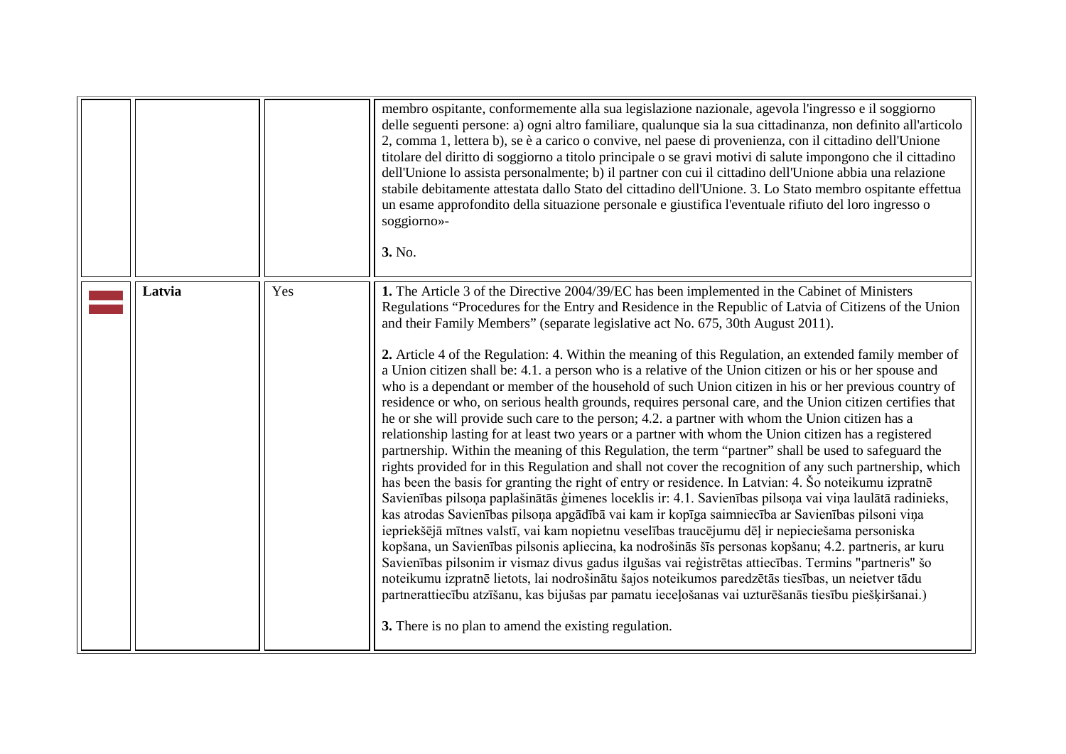| | | | |
|---|---|---|---|
| | | | membro ospitante, conformemente alla sua legislazione nazionale, agevola l'ingresso e il soggiorno delle seguenti persone: a) ogni altro familiare, qualunque sia la sua cittadinanza, non definito all'articolo 2, comma 1, lettera b), se è a carico o convive, nel paese di provenienza, con il cittadino dell'Unione titolare del diritto di soggiorno a titolo principale o se gravi motivi di salute impongono che il cittadino dell'Unione lo assista personalmente; b) il partner con cui il cittadino dell'Unione abbia una relazione stabile debitamente attestata dallo Stato del cittadino dell'Unione. 3. Lo Stato membro ospitante effettua un esame approfondito della situazione personale e giustifica l'eventuale rifiuto del loro ingresso o soggiorno»-<br><br>**3.** No. |
| | **Latvia** | Yes | **1.** The Article 3 of the Directive 2004/39/EC has been implemented in the Cabinet of Ministers Regulations "Procedures for the Entry and Residence in the Republic of Latvia of Citizens of the Union and their Family Members" (separate legislative act No. 675, 30th August 2011).<br><br>**2.** Article 4 of the Regulation: 4. Within the meaning of this Regulation, an extended family member of a Union citizen shall be: 4.1. a person who is a relative of the Union citizen or his or her spouse and who is a dependant or member of the household of such Union citizen in his or her previous country of residence or who, on serious health grounds, requires personal care, and the Union citizen certifies that he or she will provide such care to the person; 4.2. a partner with whom the Union citizen has a relationship lasting for at least two years or a partner with whom the Union citizen has a registered partnership. Within the meaning of this Regulation, the term "partner" shall be used to safeguard the rights provided for in this Regulation and shall not cover the recognition of any such partnership, which has been the basis for granting the right of entry or residence. In Latvian: 4. Šo noteikumu izpratnē Savienības pilsoņa paplašinātās ģimenes loceklis ir: 4.1. Savienības pilsoņa vai viņa laulātā radinieks, kas atrodas Savienības pilsoņa apgādībā vai kam ir kopīga saimniecība ar Savienības pilsoni viņa iepriekšējā mītnes valstī, vai kam nopietnu veselības traucējumu dēļ ir nepieciešama personiska kopšana, un Savienības pilsonis apliecina, ka nodrošinās šīs personas kopšanu; 4.2. partneris, ar kuru Savienības pilsonim ir vismaz divus gadus ilgušas vai reģistrētas attiecības. Termins "partneris" šo noteikumu izpratnē lietots, lai nodrošinātu šajos noteikumos paredzētās tiesības, un neietver tādu partnerattiecību atzīšanu, kas bijušas par pamatu ieceļošanas vai uzturēšanās tiesību piešķiršanai.)<br><br>**3.** There is no plan to amend the existing regulation. |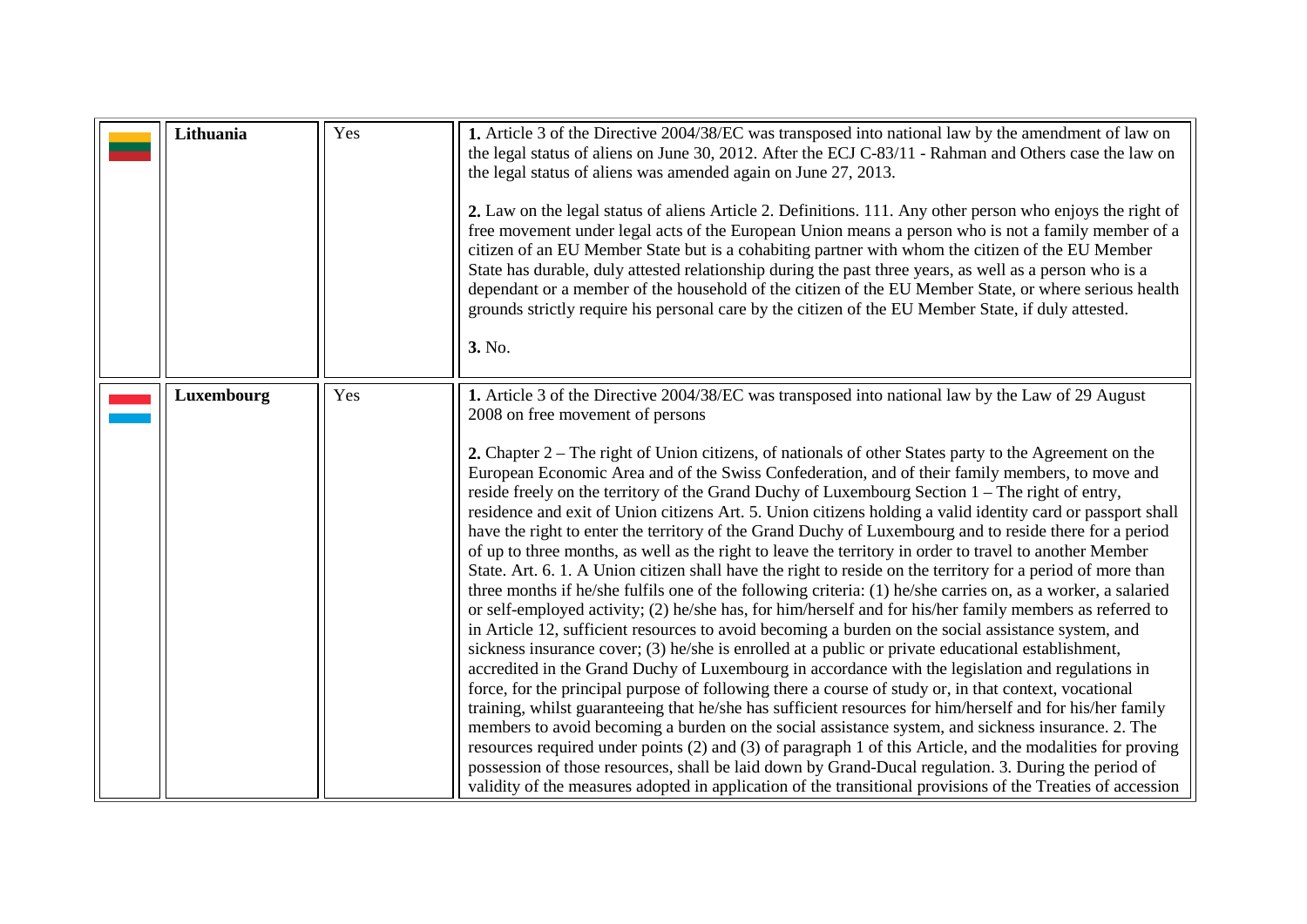| | | | |
|---|---|---|---|
| | **Lithuania** | Yes | **1.** Article 3 of the Directive 2004/38/EC was transposed into national law by the amendment of law on the legal status of aliens on June 30, 2012. After the ECJ C-83/11 - Rahman and Others case the law on the legal status of aliens was amended again on June 27, 2013.<br><br>**2.** Law on the legal status of aliens Article 2. Definitions. 111. Any other person who enjoys the right of free movement under legal acts of the European Union means a person who is not a family member of a citizen of an EU Member State but is a cohabiting partner with whom the citizen of the EU Member State has durable, duly attested relationship during the past three years, as well as a person who is a dependant or a member of the household of the citizen of the EU Member State, or where serious health grounds strictly require his personal care by the citizen of the EU Member State, if duly attested.<br><br>**3.** No. |
| | **Luxembourg** | Yes | **1.** Article 3 of the Directive 2004/38/EC was transposed into national law by the Law of 29 August 2008 on free movement of persons<br><br>**2.** Chapter 2 – The right of Union citizens, of nationals of other States party to the Agreement on the European Economic Area and of the Swiss Confederation, and of their family members, to move and reside freely on the territory of the Grand Duchy of Luxembourg Section 1 – The right of entry, residence and exit of Union citizens Art. 5. Union citizens holding a valid identity card or passport shall have the right to enter the territory of the Grand Duchy of Luxembourg and to reside there for a period of up to three months, as well as the right to leave the territory in order to travel to another Member State. Art. 6. 1. A Union citizen shall have the right to reside on the territory for a period of more than three months if he/she fulfils one of the following criteria: (1) he/she carries on, as a worker, a salaried or self-employed activity; (2) he/she has, for him/herself and for his/her family members as referred to in Article 12, sufficient resources to avoid becoming a burden on the social assistance system, and sickness insurance cover; (3) he/she is enrolled at a public or private educational establishment, accredited in the Grand Duchy of Luxembourg in accordance with the legislation and regulations in force, for the principal purpose of following there a course of study or, in that context, vocational training, whilst guaranteeing that he/she has sufficient resources for him/herself and for his/her family members to avoid becoming a burden on the social assistance system, and sickness insurance. 2. The resources required under points (2) and (3) of paragraph 1 of this Article, and the modalities for proving possession of those resources, shall be laid down by Grand-Ducal regulation. 3. During the period of validity of the measures adopted in application of the transitional provisions of the Treaties of accession |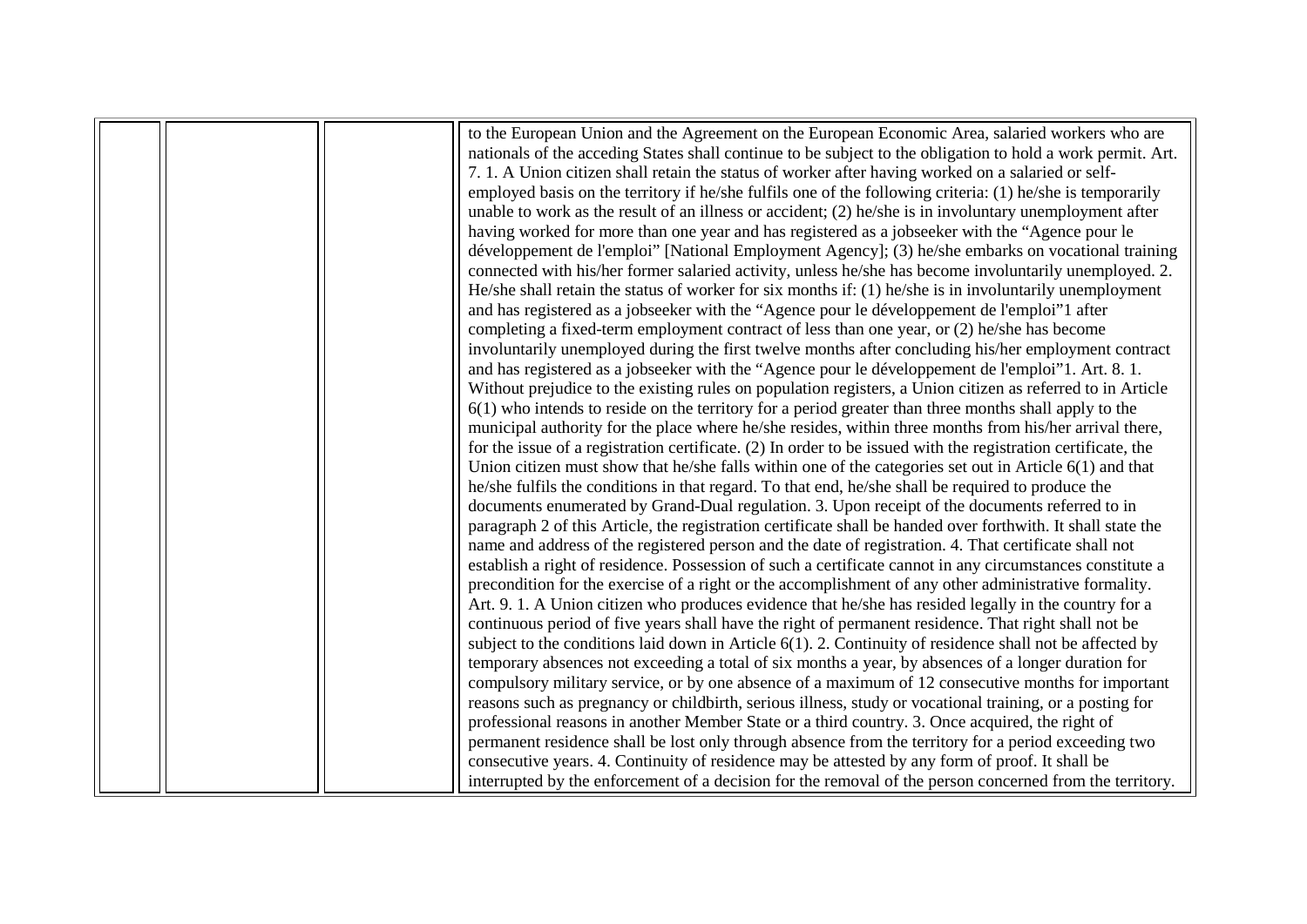| | | | |
|---|---|---|---|
| | | | to the European Union and the Agreement on the European Economic Area, salaried workers who are nationals of the acceding States shall continue to be subject to the obligation to hold a work permit. Art. 7. 1. A Union citizen shall retain the status of worker after having worked on a salaried or self-employed basis on the territory if he/she fulfils one of the following criteria: (1) he/she is temporarily unable to work as the result of an illness or accident; (2) he/she is in involuntary unemployment after having worked for more than one year and has registered as a jobseeker with the "Agence pour le développement de l'emploi" [National Employment Agency]; (3) he/she embarks on vocational training connected with his/her former salaried activity, unless he/she has become involuntarily unemployed. 2. He/she shall retain the status of worker for six months if: (1) he/she is in involuntarily unemployment and has registered as a jobseeker with the "Agence pour le développement de l'emploi"1 after completing a fixed-term employment contract of less than one year, or (2) he/she has become involuntarily unemployed during the first twelve months after concluding his/her employment contract and has registered as a jobseeker with the "Agence pour le développement de l'emploi"1. Art. 8. 1. Without prejudice to the existing rules on population registers, a Union citizen as referred to in Article 6(1) who intends to reside on the territory for a period greater than three months shall apply to the municipal authority for the place where he/she resides, within three months from his/her arrival there, for the issue of a registration certificate. (2) In order to be issued with the registration certificate, the Union citizen must show that he/she falls within one of the categories set out in Article 6(1) and that he/she fulfils the conditions in that regard. To that end, he/she shall be required to produce the documents enumerated by Grand-Dual regulation. 3. Upon receipt of the documents referred to in paragraph 2 of this Article, the registration certificate shall be handed over forthwith. It shall state the name and address of the registered person and the date of registration. 4. That certificate shall not establish a right of residence. Possession of such a certificate cannot in any circumstances constitute a precondition for the exercise of a right or the accomplishment of any other administrative formality. Art. 9. 1. A Union citizen who produces evidence that he/she has resided legally in the country for a continuous period of five years shall have the right of permanent residence. That right shall not be subject to the conditions laid down in Article 6(1). 2. Continuity of residence shall not be affected by temporary absences not exceeding a total of six months a year, by absences of a longer duration for compulsory military service, or by one absence of a maximum of 12 consecutive months for important reasons such as pregnancy or childbirth, serious illness, study or vocational training, or a posting for professional reasons in another Member State or a third country. 3. Once acquired, the right of permanent residence shall be lost only through absence from the territory for a period exceeding two consecutive years. 4. Continuity of residence may be attested by any form of proof. It shall be interrupted by the enforcement of a decision for the removal of the person concerned from the territory. |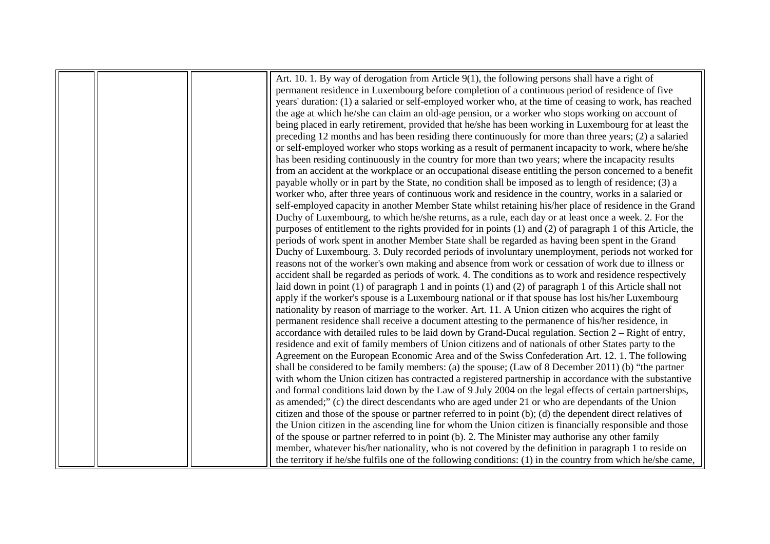| | | | |
|---|---|---|---|
| | | | Art. 10. 1. By way of derogation from Article 9(1), the following persons shall have a right of permanent residence in Luxembourg before completion of a continuous period of residence of five years' duration: (1) a salaried or self-employed worker who, at the time of ceasing to work, has reached the age at which he/she can claim an old-age pension, or a worker who stops working on account of being placed in early retirement, provided that he/she has been working in Luxembourg for at least the preceding 12 months and has been residing there continuously for more than three years; (2) a salaried or self-employed worker who stops working as a result of permanent incapacity to work, where he/she has been residing continuously in the country for more than two years; where the incapacity results from an accident at the workplace or an occupational disease entitling the person concerned to a benefit payable wholly or in part by the State, no condition shall be imposed as to length of residence; (3) a worker who, after three years of continuous work and residence in the country, works in a salaried or self-employed capacity in another Member State whilst retaining his/her place of residence in the Grand Duchy of Luxembourg, to which he/she returns, as a rule, each day or at least once a week. 2. For the purposes of entitlement to the rights provided for in points (1) and (2) of paragraph 1 of this Article, the periods of work spent in another Member State shall be regarded as having been spent in the Grand Duchy of Luxembourg. 3. Duly recorded periods of involuntary unemployment, periods not worked for reasons not of the worker's own making and absence from work or cessation of work due to illness or accident shall be regarded as periods of work. 4. The conditions as to work and residence respectively laid down in point (1) of paragraph 1 and in points (1) and (2) of paragraph 1 of this Article shall not apply if the worker's spouse is a Luxembourg national or if that spouse has lost his/her Luxembourg nationality by reason of marriage to the worker. Art. 11. A Union citizen who acquires the right of permanent residence shall receive a document attesting to the permanence of his/her residence, in accordance with detailed rules to be laid down by Grand-Ducal regulation. Section 2 – Right of entry, residence and exit of family members of Union citizens and of nationals of other States party to the Agreement on the European Economic Area and of the Swiss Confederation Art. 12. 1. The following shall be considered to be family members: (a) the spouse; (Law of 8 December 2011) (b) "the partner with whom the Union citizen has contracted a registered partnership in accordance with the substantive and formal conditions laid down by the Law of 9 July 2004 on the legal effects of certain partnerships, as amended;" (c) the direct descendants who are aged under 21 or who are dependants of the Union citizen and those of the spouse or partner referred to in point (b); (d) the dependent direct relatives of the Union citizen in the ascending line for whom the Union citizen is financially responsible and those of the spouse or partner referred to in point (b). 2. The Minister may authorise any other family member, whatever his/her nationality, who is not covered by the definition in paragraph 1 to reside on the territory if he/she fulfils one of the following conditions: (1) in the country from which he/she came, |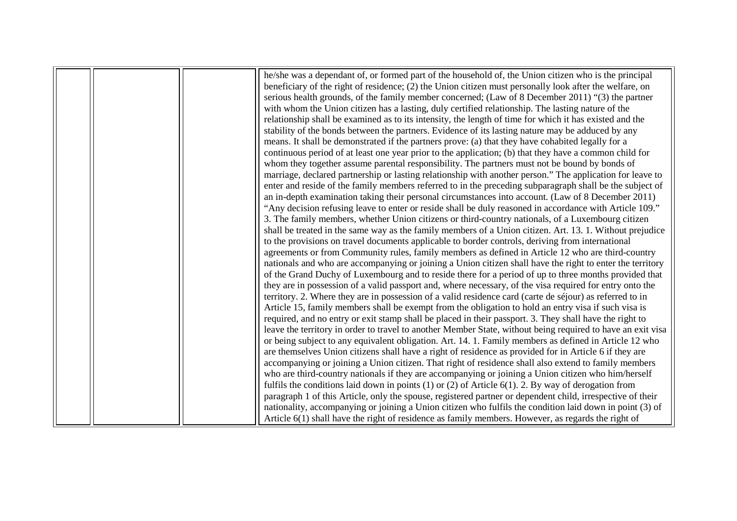|  |  |  | he/she was a dependant of, or formed part of the household of, the Union citizen who is the principal beneficiary of the right of residence; (2) the Union citizen must personally look after the welfare, on serious health grounds, of the family member concerned; (Law of 8 December 2011) "(3) the partner with whom the Union citizen has a lasting, duly certified relationship. The lasting nature of the relationship shall be examined as to its intensity, the length of time for which it has existed and the stability of the bonds between the partners. Evidence of its lasting nature may be adduced by any means. It shall be demonstrated if the partners prove: (a) that they have cohabited legally for a continuous period of at least one year prior to the application; (b) that they have a common child for whom they together assume parental responsibility. The partners must not be bound by bonds of marriage, declared partnership or lasting relationship with another person." The application for leave to enter and reside of the family members referred to in the preceding subparagraph shall be the subject of an in-depth examination taking their personal circumstances into account. (Law of 8 December 2011) "Any decision refusing leave to enter or reside shall be duly reasoned in accordance with Article 109." 3. The family members, whether Union citizens or third-country nationals, of a Luxembourg citizen shall be treated in the same way as the family members of a Union citizen. Art. 13. 1. Without prejudice to the provisions on travel documents applicable to border controls, deriving from international agreements or from Community rules, family members as defined in Article 12 who are third-country nationals and who are accompanying or joining a Union citizen shall have the right to enter the territory of the Grand Duchy of Luxembourg and to reside there for a period of up to three months provided that they are in possession of a valid passport and, where necessary, of the visa required for entry onto the territory. 2. Where they are in possession of a valid residence card (carte de séjour) as referred to in Article 15, family members shall be exempt from the obligation to hold an entry visa if such visa is required, and no entry or exit stamp shall be placed in their passport. 3. They shall have the right to leave the territory in order to travel to another Member State, without being required to have an exit visa or being subject to any equivalent obligation. Art. 14. 1. Family members as defined in Article 12 who are themselves Union citizens shall have a right of residence as provided for in Article 6 if they are accompanying or joining a Union citizen. That right of residence shall also extend to family members who are third-country nationals if they are accompanying or joining a Union citizen who him/herself fulfils the conditions laid down in points (1) or (2) of Article 6(1). 2. By way of derogation from paragraph 1 of this Article, only the spouse, registered partner or dependent child, irrespective of their nationality, accompanying or joining a Union citizen who fulfils the condition laid down in point (3) of Article 6(1) shall have the right of residence as family members. However, as regards the right of |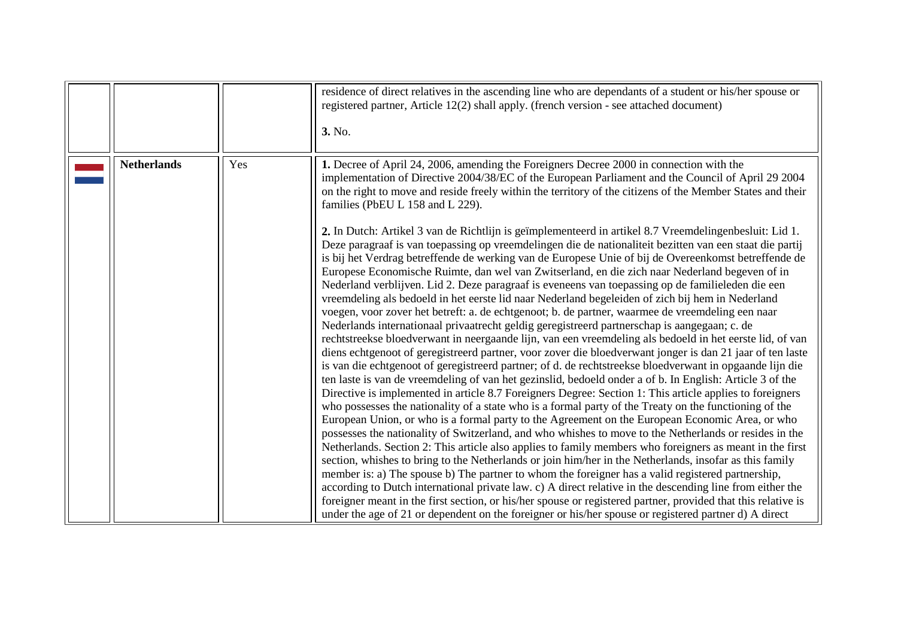| | | | |
|---|---|---|---|
| | | | residence of direct relatives in the ascending line who are dependants of a student or his/her spouse or registered partner, Article 12(2) shall apply. (french version - see attached document)<br><br>**3.** No. |
| | **Netherlands** | Yes | **1.** Decree of April 24, 2006, amending the Foreigners Decree 2000 in connection with the implementation of Directive 2004/38/EC of the European Parliament and the Council of April 29 2004 on the right to move and reside freely within the territory of the citizens of the Member States and their families (PbEU L 158 and L 229).<br><br>**2.** In Dutch: Artikel 3 van de Richtlijn is geïmplementeerd in artikel 8.7 Vreemdelingenbesluit: Lid 1. Deze paragraaf is van toepassing op vreemdelingen die de nationaliteit bezitten van een staat die partij is bij het Verdrag betreffende de werking van de Europese Unie of bij de Overeenkomst betreffende de Europese Economische Ruimte, dan wel van Zwitserland, en die zich naar Nederland begeven of in Nederland verblijven. Lid 2. Deze paragraaf is eveneens van toepassing op de familieleden die een vreemdeling als bedoeld in het eerste lid naar Nederland begeleiden of zich bij hem in Nederland voegen, voor zover het betreft: a. de echtgenoot; b. de partner, waarmee de vreemdeling een naar Nederlands internationaal privaatrecht geldig geregistreerd partnerschap is aangegaan; c. de rechtstreekse bloedverwant in neergaande lijn, van een vreemdeling als bedoeld in het eerste lid, of van diens echtgenoot of geregistreerd partner, voor zover die bloedverwant jonger is dan 21 jaar of ten laste is van die echtgenoot of geregistreerd partner; of d. de rechtstreekse bloedverwant in opgaande lijn die ten laste is van de vreemdeling of van het gezinslid, bedoeld onder a of b. In English: Article 3 of the Directive is implemented in article 8.7 Foreigners Degree: Section 1: This article applies to foreigners who possesses the nationality of a state who is a formal party of the Treaty on the functioning of the European Union, or who is a formal party to the Agreement on the European Economic Area, or who possesses the nationality of Switzerland, and who whishes to move to the Netherlands or resides in the Netherlands. Section 2: This article also applies to family members who foreigners as meant in the first section, whishes to bring to the Netherlands or join him/her in the Netherlands, insofar as this family member is: a) The spouse b) The partner to whom the foreigner has a valid registered partnership, according to Dutch international private law. c) A direct relative in the descending line from either the foreigner meant in the first section, or his/her spouse or registered partner, provided that this relative is under the age of 21 or dependent on the foreigner or his/her spouse or registered partner d) A direct |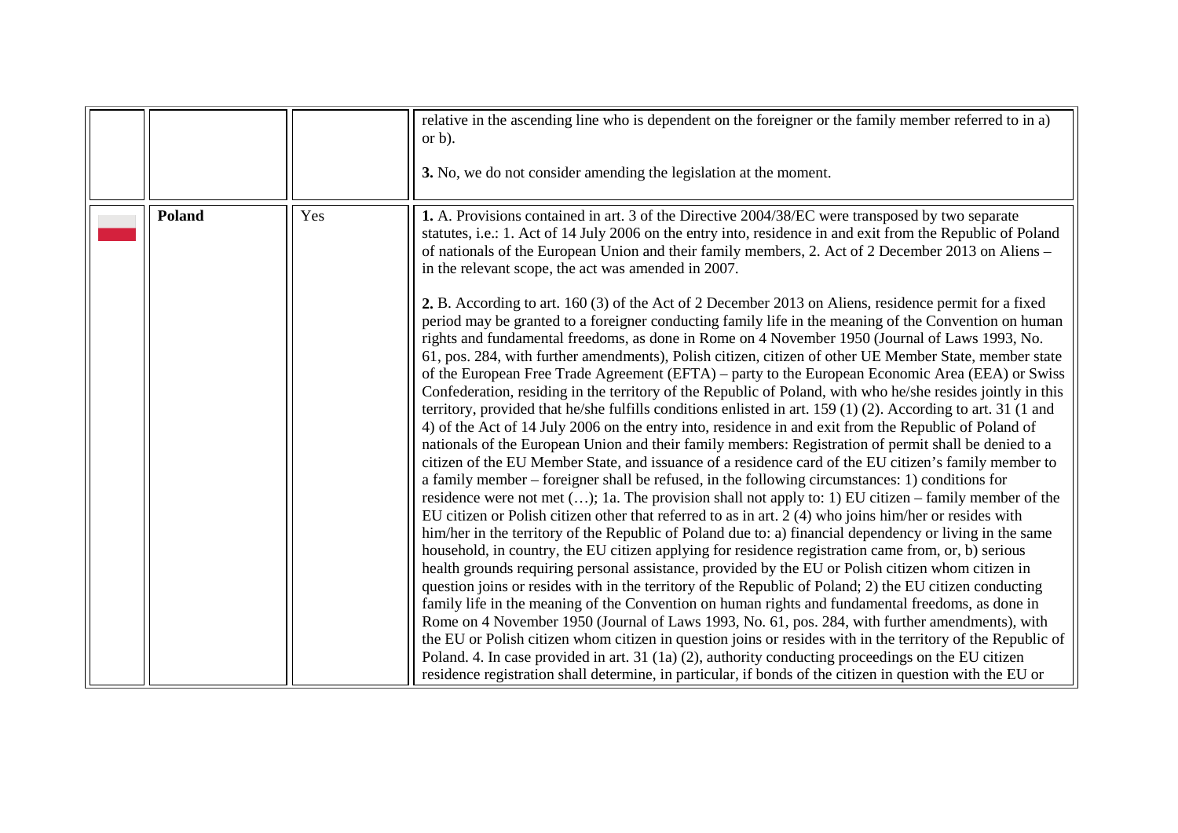|  |  |  |  |
|---|---|---|---|
|  |  |  | relative in the ascending line who is dependent on the foreigner or the family member referred to in a) or b).<br><br>**3.** No, we do not consider amending the legislation at the moment. |
|  | **Poland** | Yes | **1.** A. Provisions contained in art. 3 of the Directive 2004/38/EC were transposed by two separate statutes, i.e.: 1. Act of 14 July 2006 on the entry into, residence in and exit from the Republic of Poland of nationals of the European Union and their family members, 2. Act of 2 December 2013 on Aliens – in the relevant scope, the act was amended in 2007.<br><br>**2.** B. According to art. 160 (3) of the Act of 2 December 2013 on Aliens, residence permit for a fixed period may be granted to a foreigner conducting family life in the meaning of the Convention on human rights and fundamental freedoms, as done in Rome on 4 November 1950 (Journal of Laws 1993, No. 61, pos. 284, with further amendments), Polish citizen, citizen of other UE Member State, member state of the European Free Trade Agreement (EFTA) – party to the European Economic Area (EEA) or Swiss Confederation, residing in the territory of the Republic of Poland, with who he/she resides jointly in this territory, provided that he/she fulfills conditions enlisted in art. 159 (1) (2). According to art. 31 (1 and 4) of the Act of 14 July 2006 on the entry into, residence in and exit from the Republic of Poland of nationals of the European Union and their family members: Registration of permit shall be denied to a citizen of the EU Member State, and issuance of a residence card of the EU citizen's family member to a family member – foreigner shall be refused, in the following circumstances: 1) conditions for residence were not met (…); 1a. The provision shall not apply to: 1) EU citizen – family member of the EU citizen or Polish citizen other that referred to as in art. 2 (4) who joins him/her or resides with him/her in the territory of the Republic of Poland due to: a) financial dependency or living in the same household, in country, the EU citizen applying for residence registration came from, or, b) serious health grounds requiring personal assistance, provided by the EU or Polish citizen whom citizen in question joins or resides with in the territory of the Republic of Poland; 2) the EU citizen conducting family life in the meaning of the Convention on human rights and fundamental freedoms, as done in Rome on 4 November 1950 (Journal of Laws 1993, No. 61, pos. 284, with further amendments), with the EU or Polish citizen whom citizen in question joins or resides with in the territory of the Republic of Poland. 4. In case provided in art. 31 (1a) (2), authority conducting proceedings on the EU citizen residence registration shall determine, in particular, if bonds of the citizen in question with the EU or |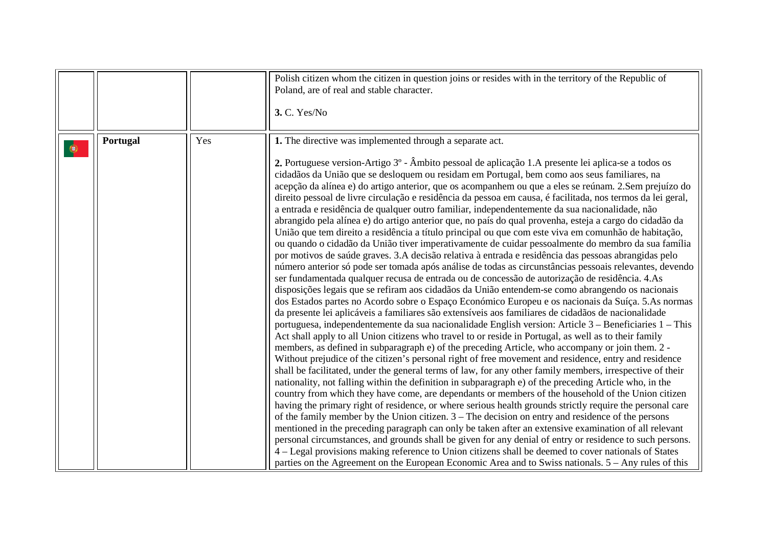| | | | |
|---|---|---|---|
| | | | Polish citizen whom the citizen in question joins or resides with in the territory of the Republic of Poland, are of real and stable character.<br><br>**3.** C. Yes/No |
| | **Portugal** | Yes | **1.** The directive was implemented through a separate act.<br><br>**2.** Portuguese version-Artigo 3º - Âmbito pessoal de aplicação 1.A presente lei aplica-se a todos os cidadãos da União que se desloquem ou residam em Portugal, bem como aos seus familiares, na acepção da alínea e) do artigo anterior, que os acompanhem ou que a eles se reúnam. 2.Sem prejuízo do direito pessoal de livre circulação e residência da pessoa em causa, é facilitada, nos termos da lei geral, a entrada e residência de qualquer outro familiar, independentemente da sua nacionalidade, não abrangido pela alínea e) do artigo anterior que, no país do qual provenha, esteja a cargo do cidadão da União que tem direito a residência a título principal ou que com este viva em comunhão de habitação, ou quando o cidadão da União tiver imperativamente de cuidar pessoalmente do membro da sua família por motivos de saúde graves. 3.A decisão relativa à entrada e residência das pessoas abrangidas pelo número anterior só pode ser tomada após análise de todas as circunstâncias pessoais relevantes, devendo ser fundamentada qualquer recusa de entrada ou de concessão de autorização de residência. 4.As disposições legais que se refiram aos cidadãos da União entendem-se como abrangendo os nacionais dos Estados partes no Acordo sobre o Espaço Económico Europeu e os nacionais da Suíça. 5.As normas da presente lei aplicáveis a familiares são extensíveis aos familiares de cidadãos de nacionalidade portuguesa, independentemente da sua nacionalidade English version: Article 3 – Beneficiaries 1 – This Act shall apply to all Union citizens who travel to or reside in Portugal, as well as to their family members, as defined in subparagraph e) of the preceding Article, who accompany or join them. 2 - Without prejudice of the citizen's personal right of free movement and residence, entry and residence shall be facilitated, under the general terms of law, for any other family members, irrespective of their nationality, not falling within the definition in subparagraph e) of the preceding Article who, in the country from which they have come, are dependants or members of the household of the Union citizen having the primary right of residence, or where serious health grounds strictly require the personal care of the family member by the Union citizen. 3 – The decision on entry and residence of the persons mentioned in the preceding paragraph can only be taken after an extensive examination of all relevant personal circumstances, and grounds shall be given for any denial of entry or residence to such persons. 4 – Legal provisions making reference to Union citizens shall be deemed to cover nationals of States parties on the Agreement on the European Economic Area and to Swiss nationals. 5 – Any rules of this |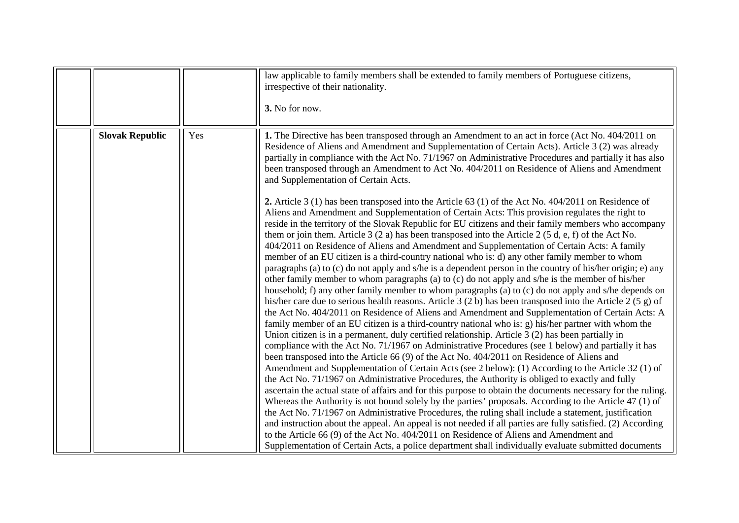| | | | |
|---|---|---|---|
| | | | law applicable to family members shall be extended to family members of Portuguese citizens, irrespective of their nationality.<br><br>**3.** No for now. |
| | **Slovak Republic** | Yes | **1.** The Directive has been transposed through an Amendment to an act in force (Act No. 404/2011 on Residence of Aliens and Amendment and Supplementation of Certain Acts). Article 3 (2) was already partially in compliance with the Act No. 71/1967 on Administrative Procedures and partially it has also been transposed through an Amendment to Act No. 404/2011 on Residence of Aliens and Amendment and Supplementation of Certain Acts.<br><br>**2.** Article 3 (1) has been transposed into the Article 63 (1) of the Act No. 404/2011 on Residence of Aliens and Amendment and Supplementation of Certain Acts: This provision regulates the right to reside in the territory of the Slovak Republic for EU citizens and their family members who accompany them or join them. Article 3 (2 a) has been transposed into the Article 2 (5 d, e, f) of the Act No. 404/2011 on Residence of Aliens and Amendment and Supplementation of Certain Acts: A family member of an EU citizen is a third-country national who is: d) any other family member to whom paragraphs (a) to (c) do not apply and s/he is a dependent person in the country of his/her origin; e) any other family member to whom paragraphs (a) to (c) do not apply and s/he is the member of his/her household; f) any other family member to whom paragraphs (a) to (c) do not apply and s/he depends on his/her care due to serious health reasons. Article 3 (2 b) has been transposed into the Article 2 (5 g) of the Act No. 404/2011 on Residence of Aliens and Amendment and Supplementation of Certain Acts: A family member of an EU citizen is a third-country national who is: g) his/her partner with whom the Union citizen is in a permanent, duly certified relationship. Article 3 (2) has been partially in compliance with the Act No. 71/1967 on Administrative Procedures (see 1 below) and partially it has been transposed into the Article 66 (9) of the Act No. 404/2011 on Residence of Aliens and Amendment and Supplementation of Certain Acts (see 2 below): (1) According to the Article 32 (1) of the Act No. 71/1967 on Administrative Procedures, the Authority is obliged to exactly and fully ascertain the actual state of affairs and for this purpose to obtain the documents necessary for the ruling. Whereas the Authority is not bound solely by the parties' proposals. According to the Article 47 (1) of the Act No. 71/1967 on Administrative Procedures, the ruling shall include a statement, justification and instruction about the appeal. An appeal is not needed if all parties are fully satisfied. (2) According to the Article 66 (9) of the Act No. 404/2011 on Residence of Aliens and Amendment and Supplementation of Certain Acts, a police department shall individually evaluate submitted documents |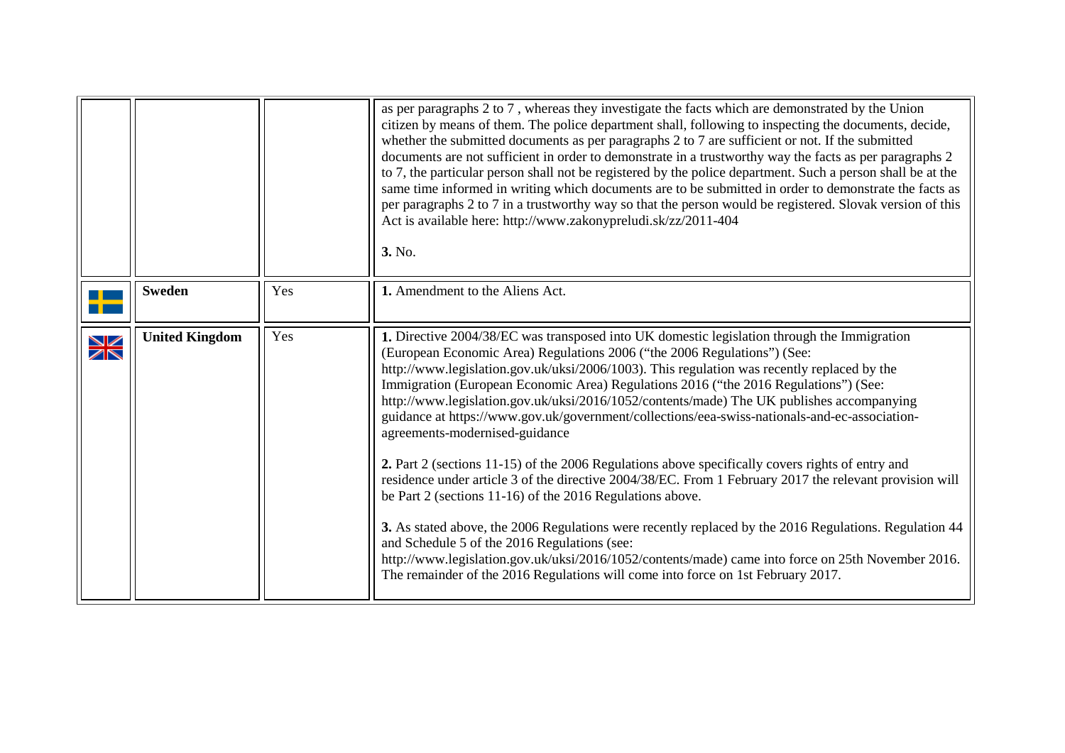| | | | |
|---|---|---|---|
| | | | as per paragraphs 2 to 7 , whereas they investigate the facts which are demonstrated by the Union citizen by means of them. The police department shall, following to inspecting the documents, decide, whether the submitted documents as per paragraphs 2 to 7 are sufficient or not. If the submitted documents are not sufficient in order to demonstrate in a trustworthy way the facts as per paragraphs 2 to 7, the particular person shall not be registered by the police department. Such a person shall be at the same time informed in writing which documents are to be submitted in order to demonstrate the facts as per paragraphs 2 to 7 in a trustworthy way so that the person would be registered. Slovak version of this Act is available here: http://www.zakonypreludi.sk/zz/2011-404<br><br>**3.** No. |
| | **Sweden** | Yes | **1.** Amendment to the Aliens Act. |
| | **United Kingdom** | Yes | **1.** Directive 2004/38/EC was transposed into UK domestic legislation through the Immigration (European Economic Area) Regulations 2006 ("the 2006 Regulations") (See: http://www.legislation.gov.uk/uksi/2006/1003). This regulation was recently replaced by the Immigration (European Economic Area) Regulations 2016 ("the 2016 Regulations") (See: http://www.legislation.gov.uk/uksi/2016/1052/contents/made) The UK publishes accompanying guidance at https://www.gov.uk/government/collections/eea-swiss-nationals-and-ec-association-agreements-modernised-guidance<br><br>**2.** Part 2 (sections 11-15) of the 2006 Regulations above specifically covers rights of entry and residence under article 3 of the directive 2004/38/EC. From 1 February 2017 the relevant provision will be Part 2 (sections 11-16) of the 2016 Regulations above.<br><br>**3.** As stated above, the 2006 Regulations were recently replaced by the 2016 Regulations. Regulation 44 and Schedule 5 of the 2016 Regulations (see: http://www.legislation.gov.uk/uksi/2016/1052/contents/made) came into force on 25th November 2016. The remainder of the 2016 Regulations will come into force on 1st February 2017. |